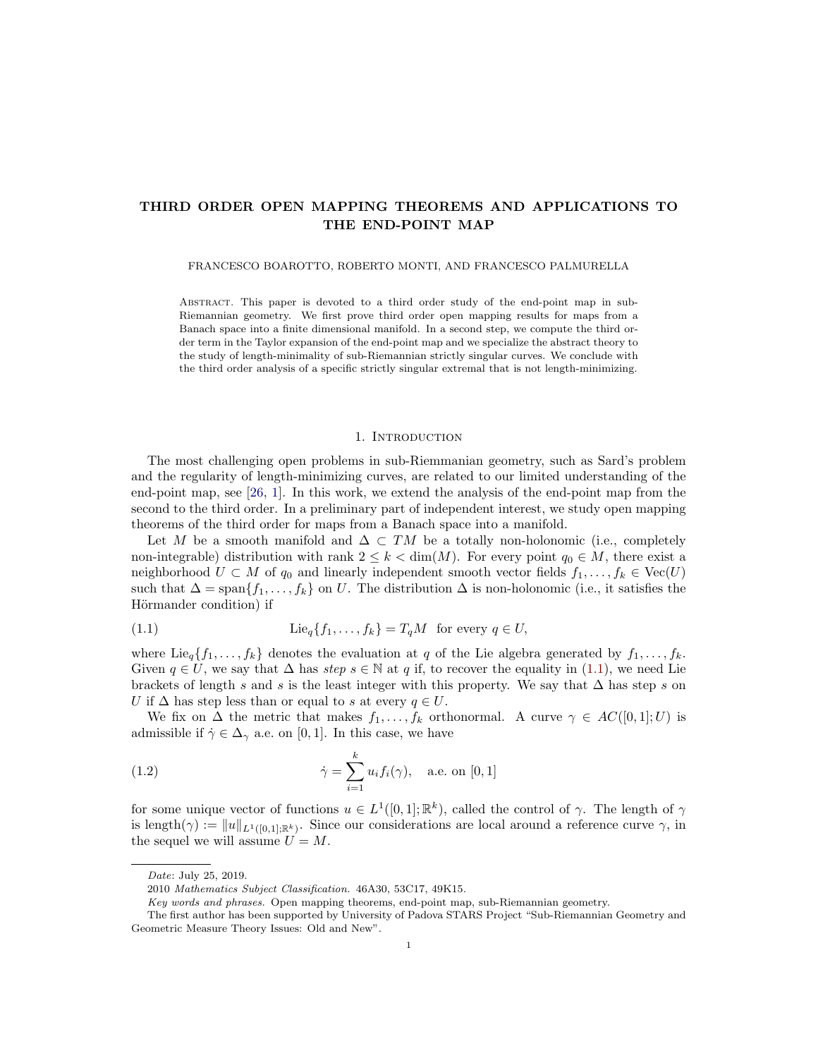# THIRD ORDER OPEN MAPPING THEOREMS AND APPLICATIONS TO THE END-POINT MAP

FRANCESCO BOAROTTO, ROBERTO MONTI, AND FRANCESCO PALMURELLA

Abstract. This paper is devoted to a third order study of the end-point map in sub-Riemannian geometry. We first prove third order open mapping results for maps from a Banach space into a finite dimensional manifold. In a second step, we compute the third order term in the Taylor expansion of the end-point map and we specialize the abstract theory to the study of length-minimality of sub-Riemannian strictly singular curves. We conclude with the third order analysis of a specific strictly singular extremal that is not length-minimizing.

## 1. Introduction

The most challenging open problems in sub-Riemannian geometry, such as Sard's problem and the regularity of length-minimizing curves, are related to our limited understanding of the end-point map, see [26, 1]. In this work, we extend the analysis of the end-point map from the second to the third order. In a preliminary part of independent interest, we study open mapping theorems of the third order for maps from a Banach space into a manifold.

Let $M$ be a smooth manifold and $\Delta \subset TM$ be a totally non-holonomic (i.e., completely non-integrable) distribution with rank $2 \leq k < \dim(M)$. For every point $q_0 \in M$, there exist a neighborhood $U \subset M$ of $q_0$ and linearly independent smooth vector fields $f_1, \ldots, f_k \in \mathrm{Vec}(U)$ such that $\Delta = \mathrm{span}\{f_1, \ldots, f_k\}$ on $U$. The distribution $\Delta$ is non-holonomic (i.e., it satisfies the Hörmander condition) if

$$\mathrm{Lie}_q\{f_1, \ldots, f_k\} = T_qM \quad \text{for every } q \in U, \tag{1.1}$$

where $\mathrm{Lie}_q\{f_1, \ldots, f_k\}$ denotes the evaluation at $q$ of the Lie algebra generated by $f_1, \ldots, f_k$. Given $q \in U$, we say that $\Delta$ has *step* $s \in \mathbb{N}$ at $q$ if, to recover the equality in (1.1), we need Lie brackets of length $s$ and $s$ is the least integer with this property. We say that $\Delta$ has step $s$ on $U$ if $\Delta$ has step less than or equal to $s$ at every $q \in U$.

We fix on $\Delta$ the metric that makes $f_1, \ldots, f_k$ orthonormal. A curve $\gamma \in AC([0,1];U)$ is admissible if $\dot\gamma \in \Delta_\gamma$ a.e. on $[0,1]$. In this case, we have

$$\dot\gamma = \sum_{i=1}^{k} u_i f_i(\gamma), \quad \text{a.e. on } [0,1] \tag{1.2}$$

for some unique vector of functions $u \in L^1([0,1];\mathbb{R}^k)$, called the control of $\gamma$. The length of $\gamma$ is $\mathrm{length}(\gamma) := \|u\|_{L^1([0,1];\mathbb{R}^k)}$. Since our considerations are local around a reference curve $\gamma$, in the sequel we will assume $U = M$.

---

*Date*: July 25, 2019.

2010 *Mathematics Subject Classification.* 46A30, 53C17, 49K15.

*Key words and phrases.* Open mapping theorems, end-point map, sub-Riemannian geometry.

The first author has been supported by University of Padova STARS Project "Sub-Riemannian Geometry and Geometric Measure Theory Issues: Old and New".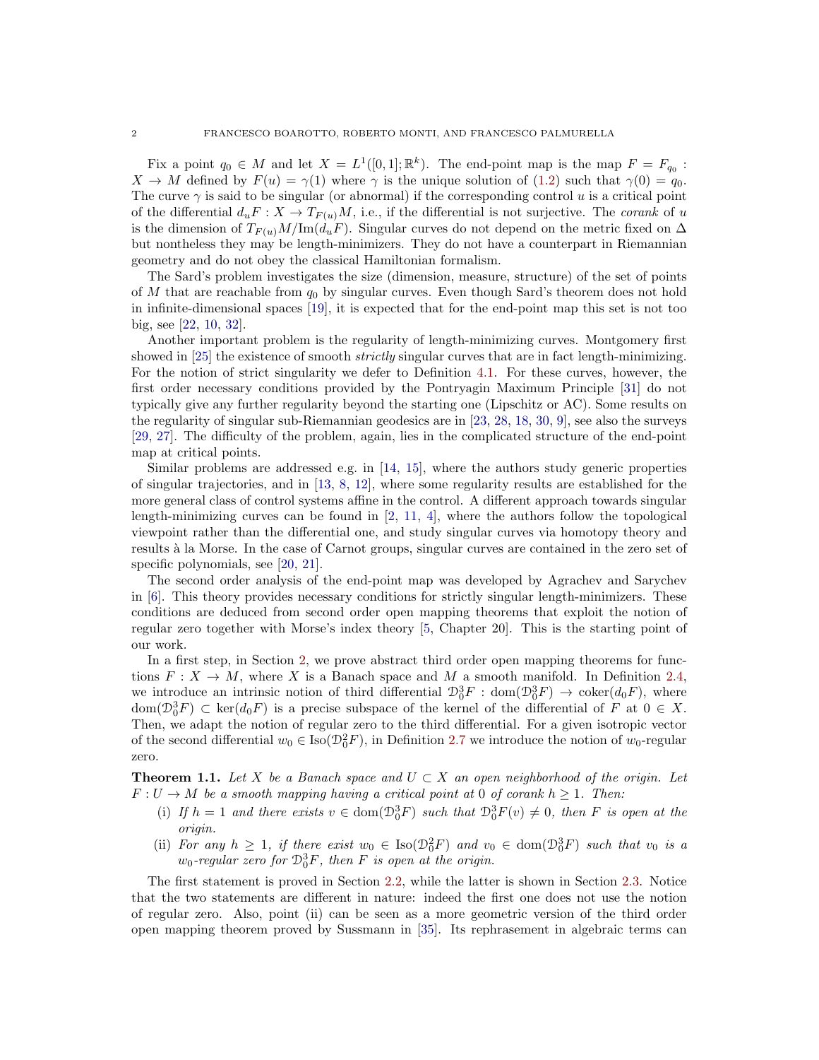Fix a point $q_0 \in M$ and let $X = L^1([0,1];\mathbb{R}^k)$. The end-point map is the map $F = F_{q_0} : X \to M$ defined by $F(u) = \gamma(1)$ where $\gamma$ is the unique solution of (1.2) such that $\gamma(0) = q_0$. The curve $\gamma$ is said to be singular (or abnormal) if the corresponding control $u$ is a critical point of the differential $d_uF : X \to T_{F(u)}M$, i.e., if the differential is not surjective. The *corank* of $u$ is the dimension of $T_{F(u)}M/\mathrm{Im}(d_uF)$. Singular curves do not depend on the metric fixed on $\Delta$ but nontheless they may be length-minimizers. They do not have a counterpart in Riemannian geometry and do not obey the classical Hamiltonian formalism.

The Sard's problem investigates the size (dimension, measure, structure) of the set of points of $M$ that are reachable from $q_0$ by singular curves. Even though Sard's theorem does not hold in infinite-dimensional spaces [19], it is expected that for the end-point map this set is not too big, see [22, 10, 32].

Another important problem is the regularity of length-minimizing curves. Montgomery first showed in [25] the existence of smooth *strictly* singular curves that are in fact length-minimizing. For the notion of strict singularity we defer to Definition 4.1. For these curves, however, the first order necessary conditions provided by the Pontryagin Maximum Principle [31] do not typically give any further regularity beyond the starting one (Lipschitz or AC). Some results on the regularity of singular sub-Riemannian geodesics are in [23, 28, 18, 30, 9], see also the surveys [29, 27]. The difficulty of the problem, again, lies in the complicated structure of the end-point map at critical points.

Similar problems are addressed e.g. in [14, 15], where the authors study generic properties of singular trajectories, and in [13, 8, 12], where some regularity results are established for the more general class of control systems affine in the control. A different approach towards singular length-minimizing curves can be found in [2, 11, 4], where the authors follow the topological viewpoint rather than the differential one, and study singular curves via homotopy theory and results à la Morse. In the case of Carnot groups, singular curves are contained in the zero set of specific polynomials, see [20, 21].

The second order analysis of the end-point map was developed by Agrachev and Sarychev in [6]. This theory provides necessary conditions for strictly singular length-minimizers. These conditions are deduced from second order open mapping theorems that exploit the notion of regular zero together with Morse's index theory [5, Chapter 20]. This is the starting point of our work.

In a first step, in Section 2, we prove abstract third order open mapping theorems for functions $F : X \to M$, where $X$ is a Banach space and $M$ a smooth manifold. In Definition 2.4, we introduce an intrinsic notion of third differential $\mathcal{D}_0^3F : \mathrm{dom}(\mathcal{D}_0^3F) \to \mathrm{coker}(d_0F)$, where $\mathrm{dom}(\mathcal{D}_0^3F) \subset \ker(d_0F)$ is a precise subspace of the kernel of the differential of $F$ at $0 \in X$. Then, we adapt the notion of regular zero to the third differential. For a given isotropic vector of the second differential $w_0 \in \mathrm{Iso}(\mathcal{D}_0^2F)$, in Definition 2.7 we introduce the notion of $w_0$-regular zero.

**Theorem 1.1.** *Let $X$ be a Banach space and $U \subset X$ an open neighborhood of the origin. Let $F : U \to M$ be a smooth mapping having a critical point at $0$ of corank $h \geq 1$. Then:*

- (i) *If $h = 1$ and there exists $v \in \mathrm{dom}(\mathcal{D}_0^3F)$ such that $\mathcal{D}_0^3F(v) \neq 0$, then $F$ is open at the origin.*
- (ii) *For any $h \geq 1$, if there exist $w_0 \in \mathrm{Iso}(\mathcal{D}_0^2F)$ and $v_0 \in \mathrm{dom}(\mathcal{D}_0^3F)$ such that $v_0$ is a $w_0$-regular zero for $\mathcal{D}_0^3F$, then $F$ is open at the origin.*

The first statement is proved in Section 2.2, while the latter is shown in Section 2.3. Notice that the two statements are different in nature: indeed the first one does not use the notion of regular zero. Also, point (ii) can be seen as a more geometric version of the third order open mapping theorem proved by Sussmann in [35]. Its rephrasement in algebraic terms can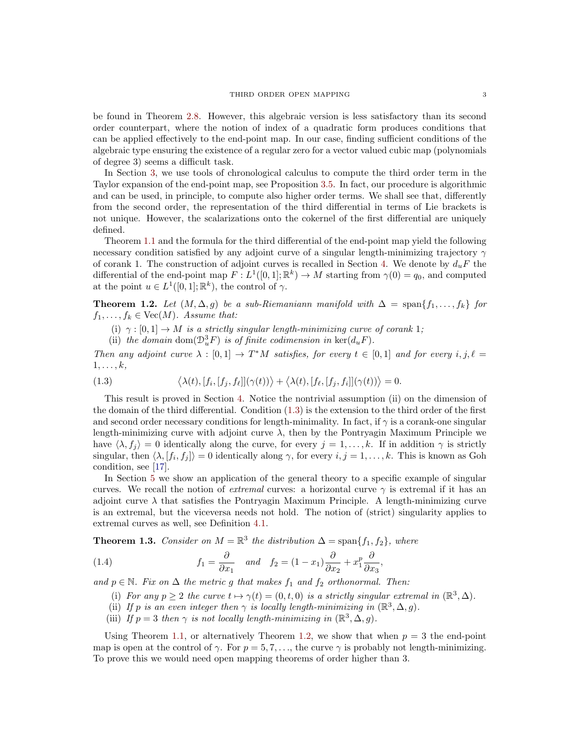be found in Theorem 2.8. However, this algebraic version is less satisfactory than its second order counterpart, where the notion of index of a quadratic form produces conditions that can be applied effectively to the end-point map. In our case, finding sufficient conditions of the algebraic type ensuring the existence of a regular zero for a vector valued cubic map (polynomials of degree 3) seems a difficult task.

In Section 3, we use tools of chronological calculus to compute the third order term in the Taylor expansion of the end-point map, see Proposition 3.5. In fact, our procedure is algorithmic and can be used, in principle, to compute also higher order terms. We shall see that, differently from the second order, the representation of the third differential in terms of Lie brackets is not unique. However, the scalarizations onto the cokernel of the first differential are uniquely defined.

Theorem 1.1 and the formula for the third differential of the end-point map yield the following necessary condition satisfied by any adjoint curve of a singular length-minimizing trajectory $\gamma$ of corank 1. The construction of adjoint curves is recalled in Section 4. We denote by $d_uF$ the differential of the end-point map $F : L^1([0,1];\mathbb{R}^k) \to M$ starting from $\gamma(0) = q_0$, and computed at the point $u \in L^1([0,1];\mathbb{R}^k)$, the control of $\gamma$.

**Theorem 1.2.** *Let $(M,\Delta,g)$ be a sub-Riemaniann manifold with $\Delta = \mathrm{span}\{f_1,\dots,f_k\}$ for $f_1,\dots,f_k \in \mathrm{Vec}(M)$. Assume that:*

(i) *$\gamma : [0,1] \to M$ is a strictly singular length-minimizing curve of corank 1;*
(ii) *the domain $\mathrm{dom}(\mathcal{D}^3_uF)$ is of finite codimension in $\ker(d_uF)$.*

*Then any adjoint curve $\lambda : [0,1] \to T^*M$ satisfies, for every $t \in [0,1]$ and for every $i,j,\ell = 1,\dots,k$,*

$$\big\langle \lambda(t), [f_i,[f_j,f_\ell]](\gamma(t))\big\rangle + \big\langle \lambda(t), [f_\ell,[f_j,f_i]](\gamma(t))\big\rangle = 0. \tag{1.3}$$

This result is proved in Section 4. Notice the nontrivial assumption (ii) on the dimension of the domain of the third differential. Condition (1.3) is the extension to the third order of the first and second order necessary conditions for length-minimality. In fact, if $\gamma$ is a corank-one singular length-minimizing curve with adjoint curve $\lambda$, then by the Pontryagin Maximum Principle we have $\langle \lambda, f_j\rangle = 0$ identically along the curve, for every $j = 1,\dots,k$. If in addition $\gamma$ is strictly singular, then $\langle \lambda, [f_i,f_j]\rangle = 0$ identically along $\gamma$, for every $i,j = 1,\dots,k$. This is known as Goh condition, see [17].

In Section 5 we show an application of the general theory to a specific example of singular curves. We recall the notion of *extremal* curves: a horizontal curve $\gamma$ is extremal if it has an adjoint curve $\lambda$ that satisfies the Pontryagin Maximum Principle. A length-minimizing curve is an extremal, but the viceversa needs not hold. The notion of (strict) singularity applies to extremal curves as well, see Definition 4.1.

**Theorem 1.3.** *Consider on $M = \mathbb{R}^3$ the distribution $\Delta = \mathrm{span}\{f_1,f_2\}$, where*

$$f_1 = \frac{\partial}{\partial x_1} \quad \text{and} \quad f_2 = (1-x_1)\frac{\partial}{\partial x_2} + x_1^p\frac{\partial}{\partial x_3}, \tag{1.4}$$

*and $p \in \mathbb{N}$. Fix on $\Delta$ the metric $g$ that makes $f_1$ and $f_2$ orthonormal. Then:*

(i) *For any $p \geq 2$ the curve $t \mapsto \gamma(t) = (0,t,0)$ is a strictly singular extremal in $(\mathbb{R}^3,\Delta)$.*
(ii) *If $p$ is an even integer then $\gamma$ is locally length-minimizing in $(\mathbb{R}^3,\Delta,g)$.*
(iii) *If $p = 3$ then $\gamma$ is not locally length-minimizing in $(\mathbb{R}^3,\Delta,g)$.*

Using Theorem 1.1, or alternatively Theorem 1.2, we show that when $p = 3$ the end-point map is open at the control of $\gamma$. For $p = 5,7,\dots$, the curve $\gamma$ is probably not length-minimizing. To prove this we would need open mapping theorems of order higher than 3.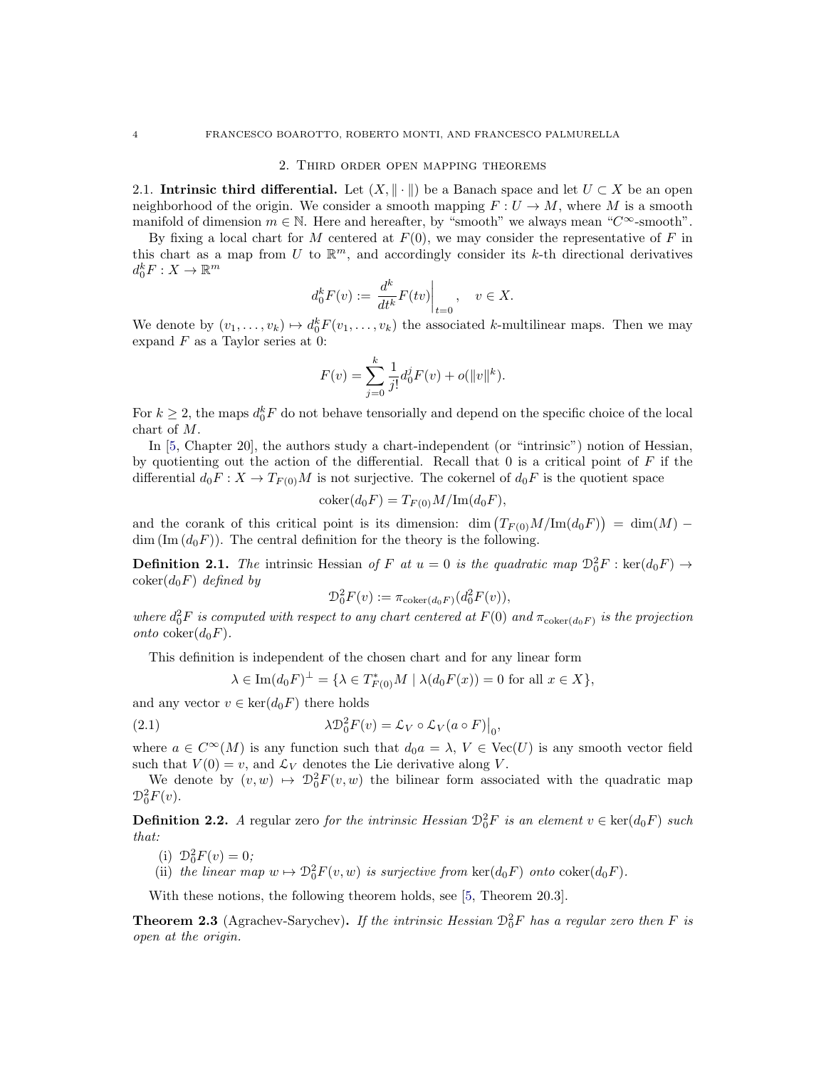## 2. Third order open mapping theorems

**2.1. Intrinsic third differential.** Let $(X, \|\cdot\|)$ be a Banach space and let $U \subset X$ be an open neighborhood of the origin. We consider a smooth mapping $F : U \to M$, where $M$ is a smooth manifold of dimension $m \in \mathbb{N}$. Here and hereafter, by "smooth" we always mean "$C^\infty$-smooth".

By fixing a local chart for $M$ centered at $F(0)$, we may consider the representative of $F$ in this chart as a map from $U$ to $\mathbb{R}^m$, and accordingly consider its $k$-th directional derivatives $d_0^k F : X \to \mathbb{R}^m$

$$d_0^k F(v) := \frac{d^k}{dt^k} F(tv)\bigg|_{t=0}, \quad v \in X.$$

We denote by $(v_1, \ldots, v_k) \mapsto d_0^k F(v_1, \ldots, v_k)$ the associated $k$-multilinear maps. Then we may expand $F$ as a Taylor series at 0:

$$F(v) = \sum_{j=0}^{k} \frac{1}{j!} d_0^j F(v) + o(\|v\|^k).$$

For $k \geq 2$, the maps $d_0^k F$ do not behave tensorially and depend on the specific choice of the local chart of $M$.

In [5, Chapter 20], the authors study a chart-independent (or "intrinsic") notion of Hessian, by quotienting out the action of the differential. Recall that 0 is a critical point of $F$ if the differential $d_0 F : X \to T_{F(0)} M$ is not surjective. The cokernel of $d_0 F$ is the quotient space

$$\operatorname{coker}(d_0 F) = T_{F(0)} M / \operatorname{Im}(d_0 F),$$

and the corank of this critical point is its dimension: $\dim\big(T_{F(0)} M / \operatorname{Im}(d_0 F)\big) = \dim(M) - \dim(\operatorname{Im}(d_0 F))$. The central definition for the theory is the following.

**Definition 2.1.** *The* intrinsic Hessian *of $F$ at $u = 0$ is the quadratic map $\mathcal{D}_0^2 F : \ker(d_0 F) \to \operatorname{coker}(d_0 F)$ defined by*

$$\mathcal{D}_0^2 F(v) := \pi_{\operatorname{coker}(d_0 F)}(d_0^2 F(v)),$$

*where $d_0^2 F$ is computed with respect to any chart centered at $F(0)$ and $\pi_{\operatorname{coker}(d_0 F)}$ is the projection onto $\operatorname{coker}(d_0 F)$.*

This definition is independent of the chosen chart and for any linear form

$$\lambda \in \operatorname{Im}(d_0 F)^\perp = \{\lambda \in T^*_{F(0)} M \mid \lambda(d_0 F(x)) = 0 \text{ for all } x \in X\},$$

and any vector $v \in \ker(d_0 F)$ there holds

$$\lambda \mathcal{D}_0^2 F(v) = \mathcal{L}_V \circ \mathcal{L}_V (a \circ F)\big|_0, \tag{2.1}$$

where $a \in C^\infty(M)$ is any function such that $d_0 a = \lambda$, $V \in \operatorname{Vec}(U)$ is any smooth vector field such that $V(0) = v$, and $\mathcal{L}_V$ denotes the Lie derivative along $V$.

We denote by $(v, w) \mapsto \mathcal{D}_0^2 F(v, w)$ the bilinear form associated with the quadratic map $\mathcal{D}_0^2 F(v)$.

**Definition 2.2.** *A* regular zero *for the intrinsic Hessian $\mathcal{D}_0^2 F$ is an element $v \in \ker(d_0 F)$ such that:*

(i) *$\mathcal{D}_0^2 F(v) = 0$;*

(ii) *the linear map $w \mapsto \mathcal{D}_0^2 F(v, w)$ is surjective from $\ker(d_0 F)$ onto $\operatorname{coker}(d_0 F)$.*

With these notions, the following theorem holds, see [5, Theorem 20.3].

**Theorem 2.3** (Agrachev-Sarychev)**.** *If the intrinsic Hessian $\mathcal{D}_0^2 F$ has a regular zero then $F$ is open at the origin.*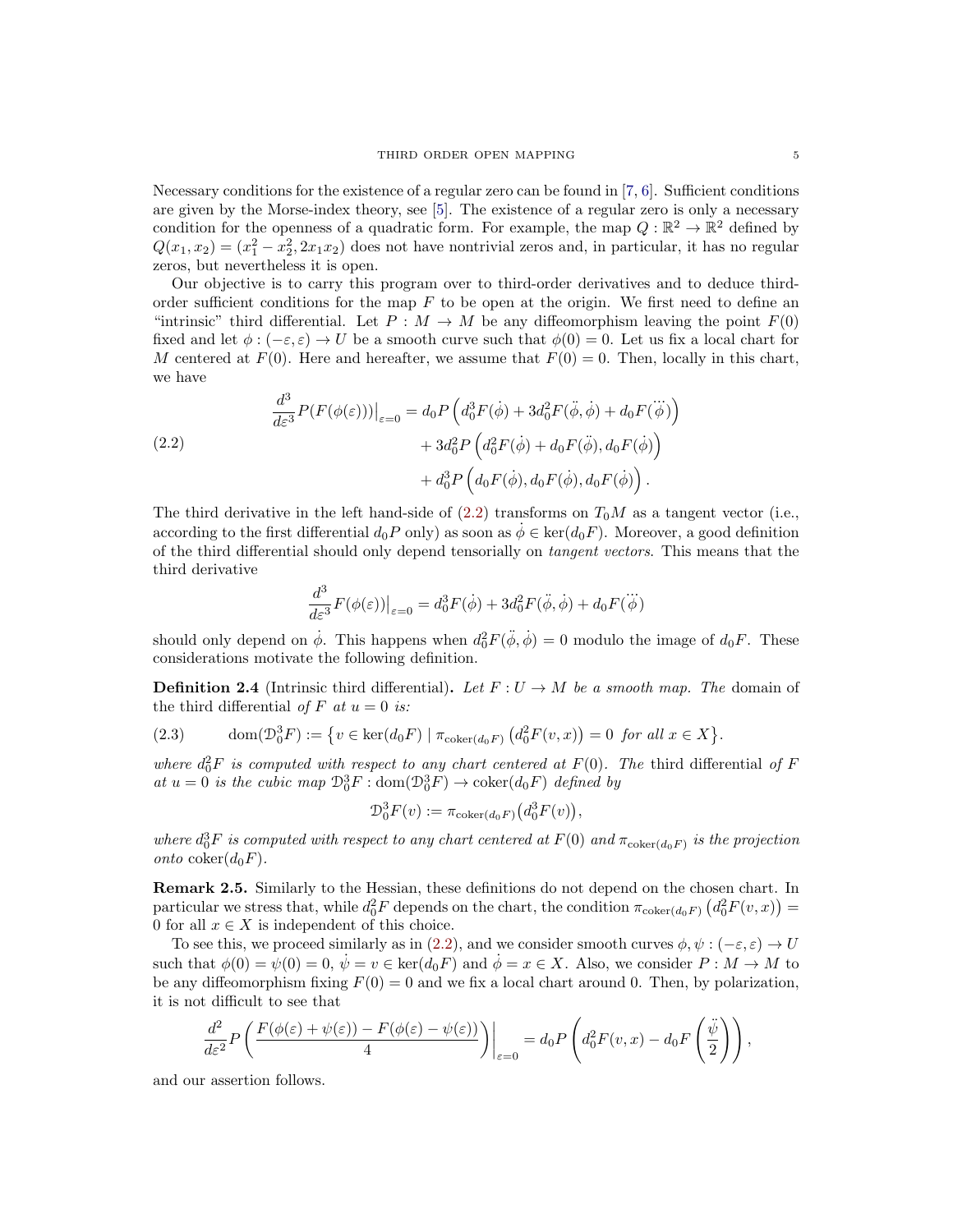Necessary conditions for the existence of a regular zero can be found in [7, 6]. Sufficient conditions are given by the Morse-index theory, see [5]. The existence of a regular zero is only a necessary condition for the openness of a quadratic form. For example, the map $Q : \mathbb{R}^2 \to \mathbb{R}^2$ defined by $Q(x_1, x_2) = (x_1^2 - x_2^2, 2x_1x_2)$ does not have nontrivial zeros and, in particular, it has no regular zeros, but nevertheless it is open.

Our objective is to carry this program over to third-order derivatives and to deduce third-order sufficient conditions for the map $F$ to be open at the origin. We first need to define an "intrinsic" third differential. Let $P : M \to M$ be any diffeomorphism leaving the point $F(0)$ fixed and let $\phi : (-\varepsilon, \varepsilon) \to U$ be a smooth curve such that $\phi(0) = 0$. Let us fix a local chart for $M$ centered at $F(0)$. Here and hereafter, we assume that $F(0) = 0$. Then, locally in this chart, we have

$$
\begin{aligned}
\frac{d^3}{d\varepsilon^3} P(F(\phi(\varepsilon)))\Big|_{\varepsilon=0} &= d_0P\left(d_0^3F(\dot\phi) + 3d_0^2F(\ddot\phi, \dot\phi) + d_0F(\dddot\phi)\right) \\
&\quad + 3d_0^2P\left(d_0^2F(\dot\phi) + d_0F(\ddot\phi), d_0F(\dot\phi)\right) \\
&\quad + d_0^3P\left(d_0F(\dot\phi), d_0F(\dot\phi), d_0F(\dot\phi)\right).
\end{aligned} \tag{2.2}
$$

The third derivative in the left hand-side of (2.2) transforms on $T_0M$ as a tangent vector (i.e., according to the first differential $d_0P$ only) as soon as $\dot\phi \in \ker(d_0F)$. Moreover, a good definition of the third differential should only depend tensorially on *tangent vectors*. This means that the third derivative

$$
\frac{d^3}{d\varepsilon^3} F(\phi(\varepsilon))\Big|_{\varepsilon=0} = d_0^3F(\dot\phi) + 3d_0^2F(\ddot\phi, \dot\phi) + d_0F(\dddot\phi)
$$

should only depend on $\dot\phi$. This happens when $d_0^2F(\ddot\phi, \dot\phi) = 0$ modulo the image of $d_0F$. These considerations motivate the following definition.

**Definition 2.4** (Intrinsic third differential)**.** *Let $F : U \to M$ be a smooth map. The* domain of the third differential *of $F$ at $u = 0$ is:*

$$
\operatorname{dom}(\mathcal{D}_0^3F) := \left\{ v \in \ker(d_0F) \mid \pi_{\operatorname{coker}(d_0F)}\left(d_0^2F(v, x)\right) = 0 \text{ for all } x \in X \right\}. \tag{2.3}
$$

*where $d_0^2F$ is computed with respect to any chart centered at $F(0)$. The* third differential *of $F$ at $u = 0$ is the cubic map $\mathcal{D}_0^3F : \operatorname{dom}(\mathcal{D}_0^3F) \to \operatorname{coker}(d_0F)$ defined by*

$$
\mathcal{D}_0^3F(v) := \pi_{\operatorname{coker}(d_0F)}\left(d_0^3F(v)\right),
$$

*where $d_0^3F$ is computed with respect to any chart centered at $F(0)$ and $\pi_{\operatorname{coker}(d_0F)}$ is the projection onto $\operatorname{coker}(d_0F)$.*

**Remark 2.5.** Similarly to the Hessian, these definitions do not depend on the chosen chart. In particular we stress that, while $d_0^2F$ depends on the chart, the condition $\pi_{\operatorname{coker}(d_0F)}\left(d_0^2F(v, x)\right) = 0$ for all $x \in X$ is independent of this choice.

To see this, we proceed similarly as in (2.2), and we consider smooth curves $\phi, \psi : (-\varepsilon, \varepsilon) \to U$ such that $\phi(0) = \psi(0) = 0$, $\dot\psi = v \in \ker(d_0F)$ and $\dot\phi = x \in X$. Also, we consider $P : M \to M$ to be any diffeomorphism fixing $F(0) = 0$ and we fix a local chart around 0. Then, by polarization, it is not difficult to see that

$$
\frac{d^2}{d\varepsilon^2} P\left(\frac{F(\phi(\varepsilon) + \psi(\varepsilon)) - F(\phi(\varepsilon) - \psi(\varepsilon))}{4}\right)\Bigg|_{\varepsilon=0} = d_0P\left(d_0^2F(v, x) - d_0F\left(\frac{\ddot\psi}{2}\right)\right),
$$

and our assertion follows.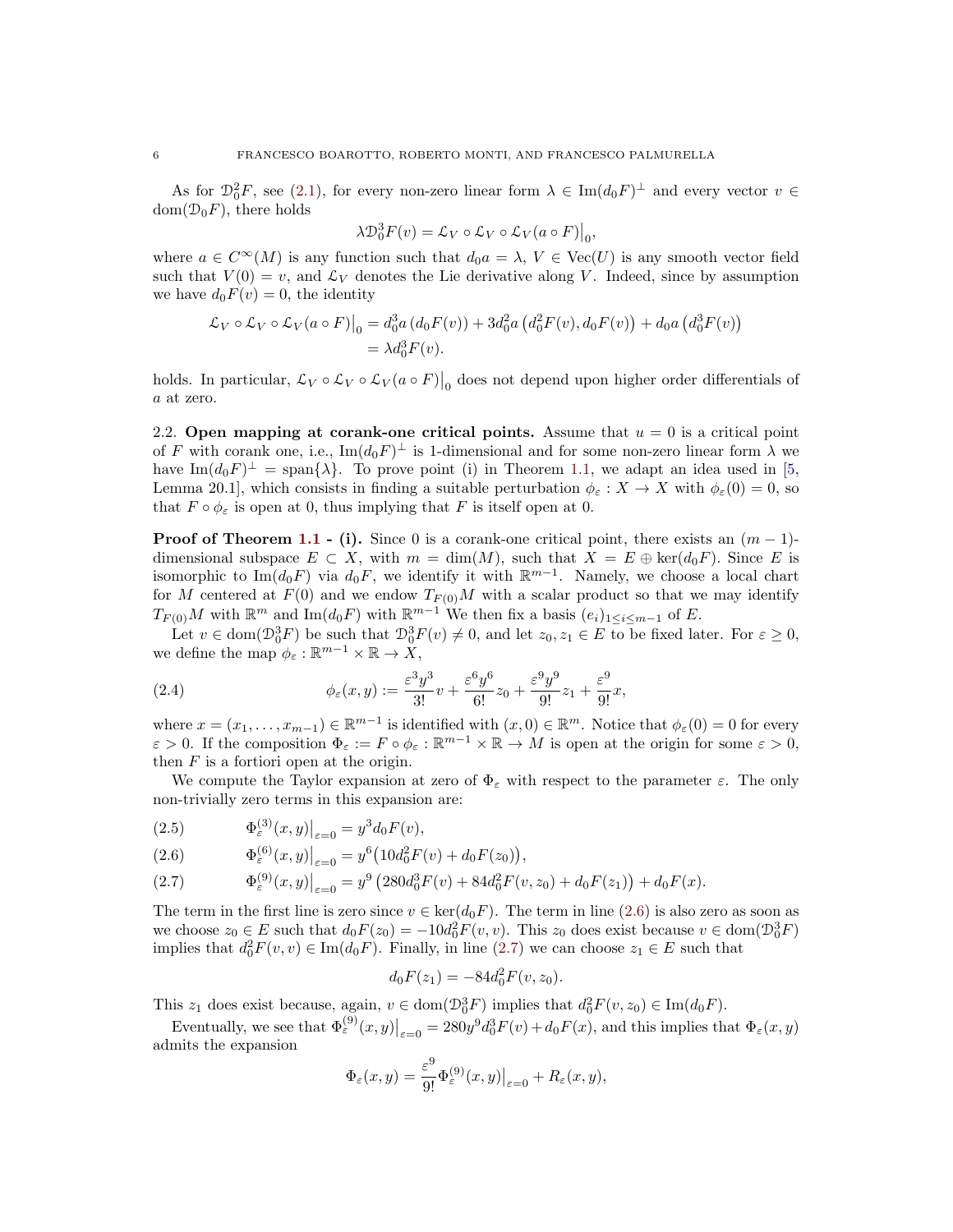As for $\mathcal{D}_0^2 F$, see (2.1), for every non-zero linear form $\lambda \in \operatorname{Im}(d_0F)^\perp$ and every vector $v \in \operatorname{dom}(\mathcal{D}_0 F)$, there holds

$$\lambda \mathcal{D}_0^3 F(v) = \mathcal{L}_V \circ \mathcal{L}_V \circ \mathcal{L}_V (a \circ F)\big|_0,$$

where $a \in C^\infty(M)$ is any function such that $d_0 a = \lambda$, $V \in \operatorname{Vec}(U)$ is any smooth vector field such that $V(0) = v$, and $\mathcal{L}_V$ denotes the Lie derivative along $V$. Indeed, since by assumption we have $d_0F(v) = 0$, the identity

$$\begin{aligned}
\mathcal{L}_V \circ \mathcal{L}_V \circ \mathcal{L}_V (a \circ F)\big|_0 &= d_0^3 a\left(d_0F(v)\right) + 3 d_0^2 a\left(d_0^2F(v), d_0F(v)\right) + d_0 a\left(d_0^3F(v)\right) \\
&= \lambda d_0^3 F(v).
\end{aligned}$$

holds. In particular, $\mathcal{L}_V \circ \mathcal{L}_V \circ \mathcal{L}_V (a \circ F)\big|_0$ does not depend upon higher order differentials of $a$ at zero.

**2.2. Open mapping at corank-one critical points.** Assume that $u = 0$ is a critical point of $F$ with corank one, i.e., $\operatorname{Im}(d_0F)^\perp$ is 1-dimensional and for some non-zero linear form $\lambda$ we have $\operatorname{Im}(d_0F)^\perp = \operatorname{span}\{\lambda\}$. To prove point (i) in Theorem 1.1, we adapt an idea used in [5, Lemma 20.1], which consists in finding a suitable perturbation $\phi_\varepsilon : X \to X$ with $\phi_\varepsilon(0) = 0$, so that $F \circ \phi_\varepsilon$ is open at 0, thus implying that $F$ is itself open at 0.

**Proof of Theorem 1.1 - (i).** Since 0 is a corank-one critical point, there exists an $(m-1)$-dimensional subspace $E \subset X$, with $m = \dim(M)$, such that $X = E \oplus \ker(d_0F)$. Since $E$ is isomorphic to $\operatorname{Im}(d_0F)$ via $d_0F$, we identify it with $\mathbb{R}^{m-1}$. Namely, we choose a local chart for $M$ centered at $F(0)$ and we endow $T_{F(0)}M$ with a scalar product so that we may identify $T_{F(0)}M$ with $\mathbb{R}^m$ and $\operatorname{Im}(d_0F)$ with $\mathbb{R}^{m-1}$ We then fix a basis $(e_i)_{1 \le i \le m-1}$ of $E$.

Let $v \in \operatorname{dom}(\mathcal{D}_0^3 F)$ be such that $\mathcal{D}_0^3 F(v) \neq 0$, and let $z_0, z_1 \in E$ to be fixed later. For $\varepsilon \ge 0$, we define the map $\phi_\varepsilon : \mathbb{R}^{m-1} \times \mathbb{R} \to X$,

$$\phi_\varepsilon(x, y) := \frac{\varepsilon^3 y^3}{3!} v + \frac{\varepsilon^6 y^6}{6!} z_0 + \frac{\varepsilon^9 y^9}{9!} z_1 + \frac{\varepsilon^9}{9!} x, \tag{2.4}$$

where $x = (x_1, \dots, x_{m-1}) \in \mathbb{R}^{m-1}$ is identified with $(x, 0) \in \mathbb{R}^m$. Notice that $\phi_\varepsilon(0) = 0$ for every $\varepsilon > 0$. If the composition $\Phi_\varepsilon := F \circ \phi_\varepsilon : \mathbb{R}^{m-1} \times \mathbb{R} \to M$ is open at the origin for some $\varepsilon > 0$, then $F$ is a fortiori open at the origin.

We compute the Taylor expansion at zero of $\Phi_\varepsilon$ with respect to the parameter $\varepsilon$. The only non-trivially zero terms in this expansion are:

$$\Phi_\varepsilon^{(3)}(x, y)\big|_{\varepsilon = 0} = y^3 d_0F(v), \tag{2.5}$$

$$\Phi_\varepsilon^{(6)}(x, y)\big|_{\varepsilon = 0} = y^6\big(10 d_0^2F(v) + d_0F(z_0)\big), \tag{2.6}$$

$$\Phi_\varepsilon^{(9)}(x, y)\big|_{\varepsilon = 0} = y^9\left(280 d_0^3F(v) + 84 d_0^2F(v, z_0) + d_0F(z_1)\right) + d_0F(x). \tag{2.7}$$

The term in the first line is zero since $v \in \ker(d_0F)$. The term in line (2.6) is also zero as soon as we choose $z_0 \in E$ such that $d_0F(z_0) = -10 d_0^2F(v, v)$. This $z_0$ does exist because $v \in \operatorname{dom}(\mathcal{D}_0^3 F)$ implies that $d_0^2F(v, v) \in \operatorname{Im}(d_0F)$. Finally, in line (2.7) we can choose $z_1 \in E$ such that

$$d_0F(z_1) = -84 d_0^2F(v, z_0).$$

This $z_1$ does exist because, again, $v \in \operatorname{dom}(\mathcal{D}_0^3 F)$ implies that $d_0^2F(v, z_0) \in \operatorname{Im}(d_0F)$.

Eventually, we see that $\Phi_\varepsilon^{(9)}(x, y)\big|_{\varepsilon = 0} = 280 y^9 d_0^3F(v) + d_0F(x)$, and this implies that $\Phi_\varepsilon(x, y)$ admits the expansion

$$\Phi_\varepsilon(x, y) = \frac{\varepsilon^9}{9!} \Phi_\varepsilon^{(9)}(x, y)\big|_{\varepsilon = 0} + R_\varepsilon(x, y),$$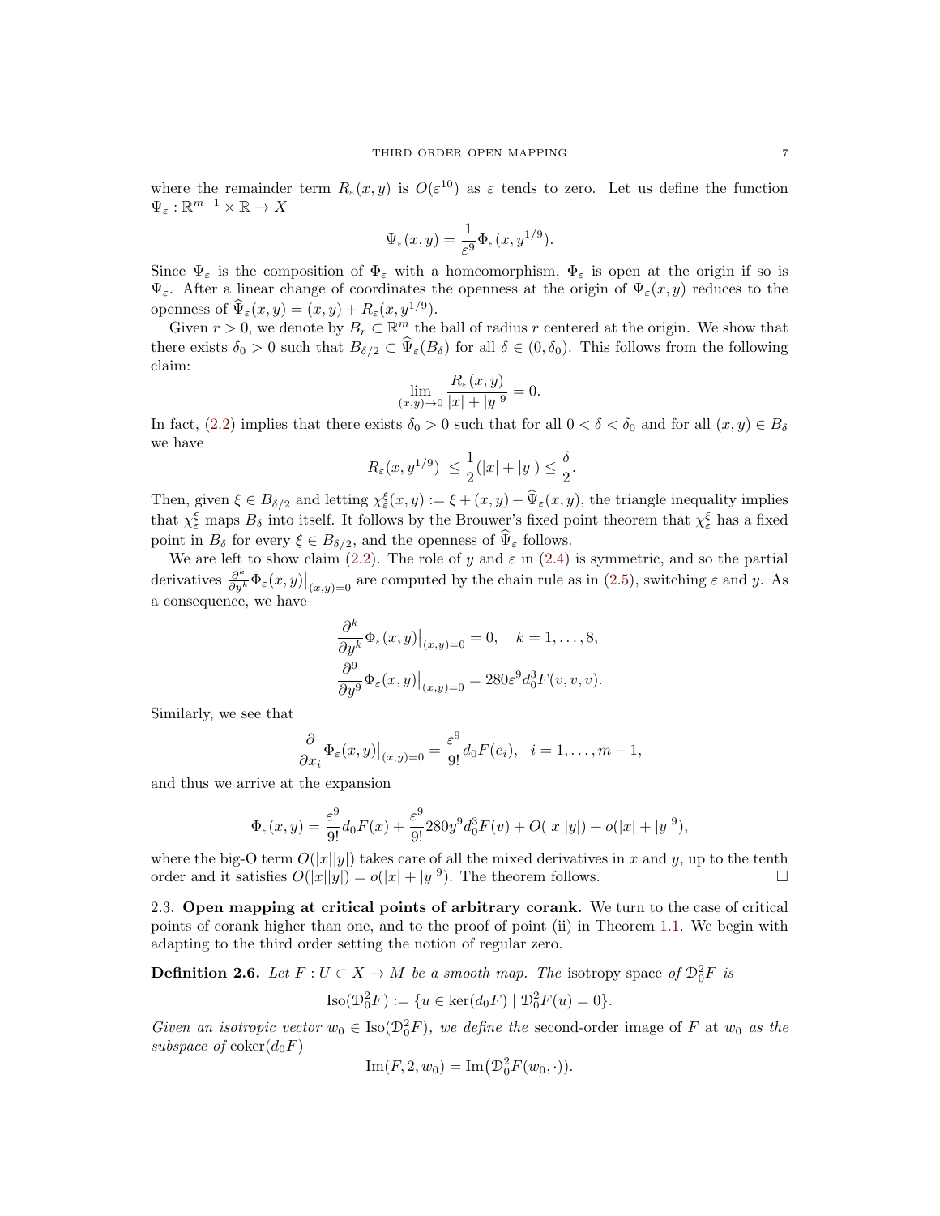where the remainder term $R_\varepsilon(x,y)$ is $O(\varepsilon^{10})$ as $\varepsilon$ tends to zero. Let us define the function $\Psi_\varepsilon : \mathbb{R}^{m-1}\times\mathbb{R} \to X$

$$\Psi_\varepsilon(x,y) = \frac{1}{\varepsilon^9}\Phi_\varepsilon(x, y^{1/9}).$$

Since $\Psi_\varepsilon$ is the composition of $\Phi_\varepsilon$ with a homeomorphism, $\Phi_\varepsilon$ is open at the origin if so is $\Psi_\varepsilon$. After a linear change of coordinates the openness at the origin of $\Psi_\varepsilon(x,y)$ reduces to the openness of $\widehat{\Psi}_\varepsilon(x,y) = (x,y) + R_\varepsilon(x, y^{1/9})$.

Given $r>0$, we denote by $B_r \subset \mathbb{R}^m$ the ball of radius $r$ centered at the origin. We show that there exists $\delta_0 > 0$ such that $B_{\delta/2} \subset \widehat{\Psi}_\varepsilon(B_\delta)$ for all $\delta \in (0,\delta_0)$. This follows from the following claim:

$$\lim_{(x,y)\to 0} \frac{R_\varepsilon(x,y)}{|x| + |y|^9} = 0.$$

In fact, (2.2) implies that there exists $\delta_0 > 0$ such that for all $0<\delta<\delta_0$ and for all $(x,y) \in B_\delta$ we have

$$|R_\varepsilon(x, y^{1/9})| \le \frac{1}{2}(|x| + |y|) \le \frac{\delta}{2}.$$

Then, given $\xi \in B_{\delta/2}$ and letting $\chi^\xi_\varepsilon(x,y) := \xi + (x,y) - \widehat{\Psi}_\varepsilon(x,y)$, the triangle inequality implies that $\chi^\xi_\varepsilon$ maps $B_\delta$ into itself. It follows by the Brouwer's fixed point theorem that $\chi^\xi_\varepsilon$ has a fixed point in $B_\delta$ for every $\xi \in B_{\delta/2}$, and the openness of $\widehat{\Psi}_\varepsilon$ follows.

We are left to show claim (2.2). The role of $y$ and $\varepsilon$ in (2.4) is symmetric, and so the partial derivatives $\frac{\partial^k}{\partial y^k}\Phi_\varepsilon(x,y)\big|_{(x,y)=0}$ are computed by the chain rule as in (2.5), switching $\varepsilon$ and $y$. As a consequence, we have

$$\frac{\partial^k}{\partial y^k}\Phi_\varepsilon(x,y)\big|_{(x,y)=0} = 0, \quad k = 1,\dots,8,$$
$$\frac{\partial^9}{\partial y^9}\Phi_\varepsilon(x,y)\big|_{(x,y)=0} = 280\varepsilon^9 d_0^3F(v,v,v).$$

Similarly, we see that

$$\frac{\partial}{\partial x_i}\Phi_\varepsilon(x,y)\big|_{(x,y)=0} = \frac{\varepsilon^9}{9!}d_0F(e_i), \quad i = 1,\dots,m-1,$$

and thus we arrive at the expansion

$$\Phi_\varepsilon(x,y) = \frac{\varepsilon^9}{9!}d_0F(x) + \frac{\varepsilon^9}{9!}280y^9 d_0^3F(v) + O(|x||y|) + o(|x| + |y|^9),$$

where the big-O term $O(|x||y|)$ takes care of all the mixed derivatives in $x$ and $y$, up to the tenth order and it satisfies $O(|x||y|) = o(|x| + |y|^9)$. The theorem follows. $\square$

### 2.3. Open mapping at critical points of arbitrary corank.

We turn to the case of critical points of corank higher than one, and to the proof of point (ii) in Theorem 1.1. We begin with adapting to the third order setting the notion of regular zero.

**Definition 2.6.** *Let $F : U \subset X \to M$ be a smooth map. The* isotropy space *of $\mathcal{D}_0^2F$ is*

$$\mathrm{Iso}(\mathcal{D}_0^2F) := \{u \in \ker(d_0F) \mid \mathcal{D}_0^2F(u) = 0\}.$$

*Given an isotropic vector $w_0 \in \mathrm{Iso}(\mathcal{D}_0^2F)$, we define the* second-order image of $F$ at $w_0$ *as the subspace of* $\mathrm{coker}(d_0F)$

$$\mathrm{Im}(F, 2, w_0) = \mathrm{Im}\big(\mathcal{D}_0^2F(w_0,\cdot)\big).$$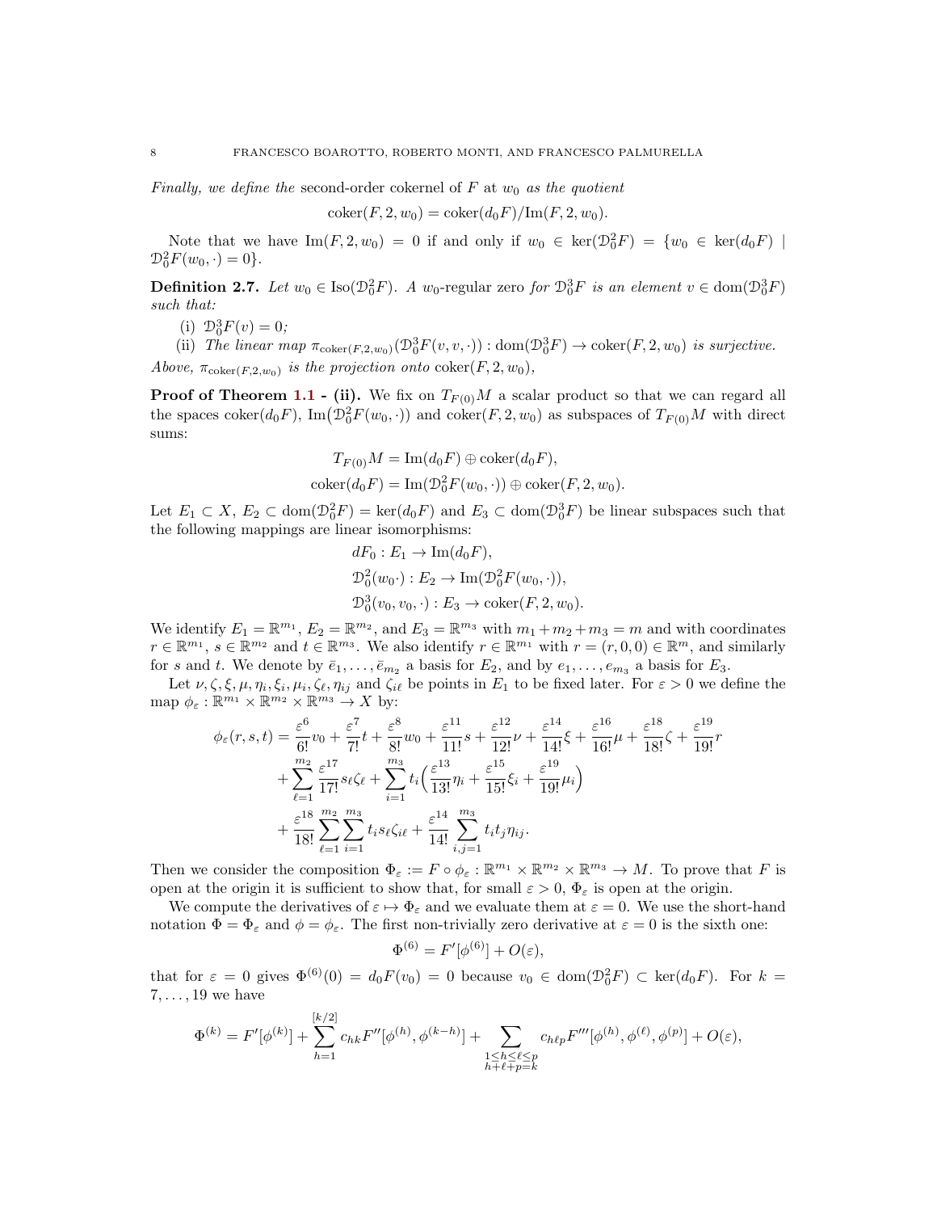*Finally, we define the* second-order cokernel of $F$ at $w_0$ *as the quotient*

$$\operatorname{coker}(F, 2, w_0) = \operatorname{coker}(d_0F)/\operatorname{Im}(F, 2, w_0).$$

Note that we have $\operatorname{Im}(F, 2, w_0) = 0$ if and only if $w_0 \in \ker(\mathcal{D}_0^2 F) = \{w_0 \in \ker(d_0F) \mid \mathcal{D}_0^2 F(w_0, \cdot) = 0\}$.

**Definition 2.7.** *Let $w_0 \in \operatorname{Iso}(\mathcal{D}_0^2 F)$. A $w_0$-regular zero for $\mathcal{D}_0^3 F$ is an element $v \in \operatorname{dom}(\mathcal{D}_0^3 F)$ such that:*

(i) *$\mathcal{D}_0^3 F(v) = 0$;*

(ii) *The linear map $\pi_{\operatorname{coker}(F,2,w_0)}(\mathcal{D}_0^3 F(v, v, \cdot)) : \operatorname{dom}(\mathcal{D}_0^3 F) \to \operatorname{coker}(F, 2, w_0)$ is surjective.*

*Above, $\pi_{\operatorname{coker}(F,2,w_0)}$ is the projection onto $\operatorname{coker}(F, 2, w_0)$,*

**Proof of Theorem 1.1 - (ii).** We fix on $T_{F(0)}M$ a scalar product so that we can regard all the spaces $\operatorname{coker}(d_0F)$, $\operatorname{Im}(\mathcal{D}_0^2 F(w_0, \cdot))$ and $\operatorname{coker}(F, 2, w_0)$ as subspaces of $T_{F(0)}M$ with direct sums:

$$T_{F(0)}M = \operatorname{Im}(d_0F) \oplus \operatorname{coker}(d_0F),$$
$$\operatorname{coker}(d_0F) = \operatorname{Im}(\mathcal{D}_0^2 F(w_0, \cdot)) \oplus \operatorname{coker}(F, 2, w_0).$$

Let $E_1 \subset X$, $E_2 \subset \operatorname{dom}(\mathcal{D}_0^2 F) = \ker(d_0F)$ and $E_3 \subset \operatorname{dom}(\mathcal{D}_0^3 F)$ be linear subspaces such that the following mappings are linear isomorphisms:

$$dF_0 : E_1 \to \operatorname{Im}(d_0F),$$
$$\mathcal{D}_0^2(w_0 \cdot) : E_2 \to \operatorname{Im}(\mathcal{D}_0^2 F(w_0, \cdot)),$$
$$\mathcal{D}_0^3(v_0, v_0, \cdot) : E_3 \to \operatorname{coker}(F, 2, w_0).$$

We identify $E_1 = \mathbb{R}^{m_1}$, $E_2 = \mathbb{R}^{m_2}$, and $E_3 = \mathbb{R}^{m_3}$ with $m_1 + m_2 + m_3 = m$ and with coordinates $r \in \mathbb{R}^{m_1}$, $s \in \mathbb{R}^{m_2}$ and $t \in \mathbb{R}^{m_3}$. We also identify $r \in \mathbb{R}^{m_1}$ with $r = (r, 0, 0) \in \mathbb{R}^m$, and similarly for $s$ and $t$. We denote by $\bar{e}_1, \ldots, \bar{e}_{m_2}$ a basis for $E_2$, and by $e_1, \ldots, e_{m_3}$ a basis for $E_3$.

Let $\nu, \zeta, \xi, \mu, \eta_i, \xi_i, \mu_i, \zeta_\ell, \zeta_{i\ell}, \eta_{ij}$ and $\zeta_{i\ell}$ be points in $E_1$ to be fixed later. For $\varepsilon > 0$ we define the map $\phi_\varepsilon : \mathbb{R}^{m_1} \times \mathbb{R}^{m_2} \times \mathbb{R}^{m_3} \to X$ by:

$$\begin{aligned}
\phi_\varepsilon(r, s, t) = {} & \frac{\varepsilon^6}{6!} v_0 + \frac{\varepsilon^7}{7!} t + \frac{\varepsilon^8}{8!} w_0 + \frac{\varepsilon^{11}}{11!} s + \frac{\varepsilon^{12}}{12!} \nu + \frac{\varepsilon^{14}}{14!} \xi + \frac{\varepsilon^{16}}{16!} \mu + \frac{\varepsilon^{18}}{18!} \zeta + \frac{\varepsilon^{19}}{19!} r \\
& + \sum_{\ell=1}^{m_2} \frac{\varepsilon^{17}}{17!} s_\ell \zeta_\ell + \sum_{i=1}^{m_3} t_i \Big( \frac{\varepsilon^{13}}{13!} \eta_i + \frac{\varepsilon^{15}}{15!} \xi_i + \frac{\varepsilon^{19}}{19!} \mu_i \Big) \\
& + \frac{\varepsilon^{18}}{18!} \sum_{\ell=1}^{m_2} \sum_{i=1}^{m_3} t_i s_\ell \zeta_{i\ell} + \frac{\varepsilon^{14}}{14!} \sum_{i,j=1}^{m_3} t_i t_j \eta_{ij}.
\end{aligned}$$

Then we consider the composition $\Phi_\varepsilon := F \circ \phi_\varepsilon : \mathbb{R}^{m_1} \times \mathbb{R}^{m_2} \times \mathbb{R}^{m_3} \to M$. To prove that $F$ is open at the origin it is sufficient to show that, for small $\varepsilon > 0$, $\Phi_\varepsilon$ is open at the origin.

We compute the derivatives of $\varepsilon \mapsto \Phi_\varepsilon$ and we evaluate them at $\varepsilon = 0$. We use the short-hand notation $\Phi = \Phi_\varepsilon$ and $\phi = \phi_\varepsilon$. The first non-trivially zero derivative at $\varepsilon = 0$ is the sixth one:

$$\Phi^{(6)} = F'[\phi^{(6)}] + O(\varepsilon),$$

that for $\varepsilon = 0$ gives $\Phi^{(6)}(0) = d_0F(v_0) = 0$ because $v_0 \in \operatorname{dom}(\mathcal{D}_0^2 F) \subset \ker(d_0F)$. For $k = 7, \ldots, 19$ we have

$$\Phi^{(k)} = F'[\phi^{(k)}] + \sum_{h=1}^{[k/2]} c_{hk} F''[\phi^{(h)}, \phi^{(k-h)}] + \sum_{\substack{1 \le h \le \ell \le p \\ h + \ell + p = k}} c_{h\ell p} F'''[\phi^{(h)}, \phi^{(\ell)}, \phi^{(p)}] + O(\varepsilon),$$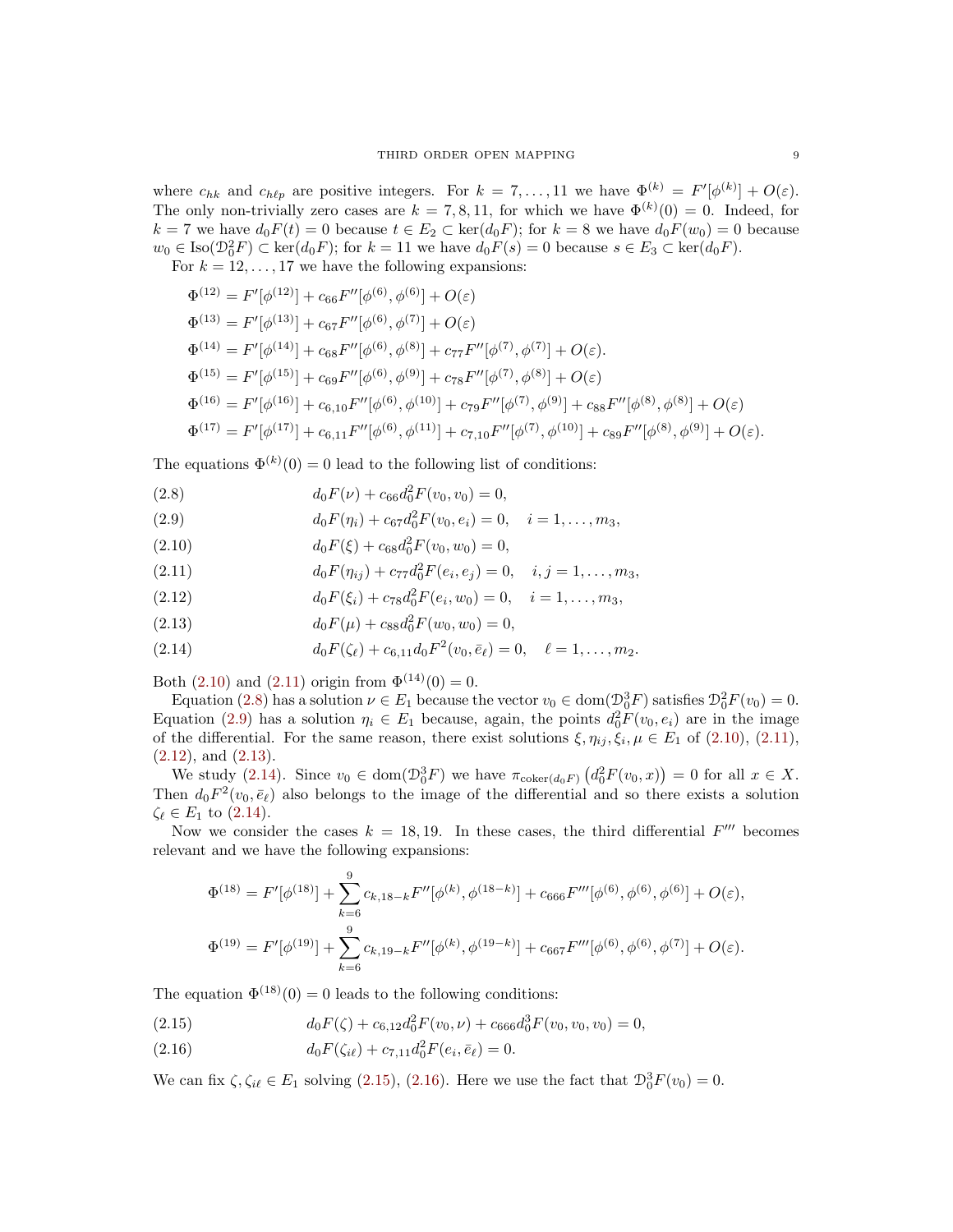where $c_{hk}$ and $c_{h\ell p}$ are positive integers. For $k = 7, \dots, 11$ we have $\Phi^{(k)} = F'[\phi^{(k)}] + O(\varepsilon)$. The only non-trivially zero cases are $k = 7, 8, 11$, for which we have $\Phi^{(k)}(0) = 0$. Indeed, for $k = 7$ we have $d_0F(t) = 0$ because $t \in E_2 \subset \ker(d_0F)$; for $k = 8$ we have $d_0F(w_0) = 0$ because $w_0 \in \mathrm{Iso}(\mathcal{D}_0^2 F) \subset \ker(d_0F)$; for $k = 11$ we have $d_0F(s) = 0$ because $s \in E_3 \subset \ker(d_0F)$.

For $k = 12, \dots, 17$ we have the following expansions:

$$
\begin{aligned}
\Phi^{(12)} &= F'[\phi^{(12)}] + c_{66}F''[\phi^{(6)}, \phi^{(6)}] + O(\varepsilon) \\
\Phi^{(13)} &= F'[\phi^{(13)}] + c_{67}F''[\phi^{(6)}, \phi^{(7)}] + O(\varepsilon) \\
\Phi^{(14)} &= F'[\phi^{(14)}] + c_{68}F''[\phi^{(6)}, \phi^{(8)}] + c_{77}F''[\phi^{(7)}, \phi^{(7)}] + O(\varepsilon). \\
\Phi^{(15)} &= F'[\phi^{(15)}] + c_{69}F''[\phi^{(6)}, \phi^{(9)}] + c_{78}F''[\phi^{(7)}, \phi^{(8)}] + O(\varepsilon) \\
\Phi^{(16)} &= F'[\phi^{(16)}] + c_{6,10}F''[\phi^{(6)}, \phi^{(10)}] + c_{79}F''[\phi^{(7)}, \phi^{(9)}] + c_{88}F''[\phi^{(8)}, \phi^{(8)}] + O(\varepsilon) \\
\Phi^{(17)} &= F'[\phi^{(17)}] + c_{6,11}F''[\phi^{(6)}, \phi^{(11)}] + c_{7,10}F''[\phi^{(7)}, \phi^{(10)}] + c_{89}F''[\phi^{(8)}, \phi^{(9)}] + O(\varepsilon).
\end{aligned}
$$

The equations $\Phi^{(k)}(0) = 0$ lead to the following list of conditions:

$$d_0F(\nu) + c_{66}d_0^2F(v_0, v_0) = 0, \tag{2.8}$$

$$d_0F(\eta_i) + c_{67}d_0^2F(v_0, e_i) = 0, \quad i = 1, \dots, m_3, \tag{2.9}$$

$$d_0F(\xi) + c_{68}d_0^2F(v_0, w_0) = 0, \tag{2.10}$$

$$d_0F(\eta_{ij}) + c_{77}d_0^2F(e_i, e_j) = 0, \quad i, j = 1, \dots, m_3, \tag{2.11}$$

$$d_0F(\xi_i) + c_{78}d_0^2F(e_i, w_0) = 0, \quad i = 1, \dots, m_3, \tag{2.12}$$

$$d_0F(\mu) + c_{88}d_0^2F(w_0, w_0) = 0, \tag{2.13}$$

$$d_0F(\zeta_\ell) + c_{6,11}d_0F^2(v_0, \bar{e}_\ell) = 0, \quad \ell = 1, \dots, m_2. \tag{2.14}$$

Both (2.10) and (2.11) origin from $\Phi^{(14)}(0) = 0$.

Equation (2.8) has a solution $\nu \in E_1$ because the vector $v_0 \in \mathrm{dom}(\mathcal{D}_0^3 F)$ satisfies $\mathcal{D}_0^2 F(v_0) = 0$. Equation (2.9) has a solution $\eta_i \in E_1$ because, again, the points $d_0^2F(v_0, e_i)$ are in the image of the differential. For the same reason, there exist solutions $\xi, \eta_{ij}, \xi_i, \mu \in E_1$ of (2.10), (2.11), (2.12), and (2.13).

We study (2.14). Since $v_0 \in \mathrm{dom}(\mathcal{D}_0^3 F)$ we have $\pi_{\mathrm{coker}(d_0F)}\left(d_0^2F(v_0, x)\right) = 0$ for all $x \in X$. Then $d_0F^2(v_0, \bar{e}_\ell)$ also belongs to the image of the differential and so there exists a solution $\zeta_\ell \in E_1$ to (2.14).

Now we consider the cases $k = 18, 19$. In these cases, the third differential $F'''$ becomes relevant and we have the following expansions:

$$\Phi^{(18)} = F'[\phi^{(18)}] + \sum_{k=6}^{9} c_{k,18-k}F''[\phi^{(k)}, \phi^{(18-k)}] + c_{666}F'''[\phi^{(6)}, \phi^{(6)}, \phi^{(6)}] + O(\varepsilon),$$

$$\Phi^{(19)} = F'[\phi^{(19)}] + \sum_{k=6}^{9} c_{k,19-k}F''[\phi^{(k)}, \phi^{(19-k)}] + c_{667}F'''[\phi^{(6)}, \phi^{(6)}, \phi^{(7)}] + O(\varepsilon).$$

The equation $\Phi^{(18)}(0) = 0$ leads to the following conditions:

$$d_0F(\zeta) + c_{6,12}d_0^2F(v_0, \nu) + c_{666}d_0^3F(v_0, v_0, v_0) = 0, \tag{2.15}$$

$$d_0F(\zeta_{i\ell}) + c_{7,11}d_0^2F(e_i, \bar{e}_\ell) = 0. \tag{2.16}$$

We can fix $\zeta, \zeta_{i\ell} \in E_1$ solving (2.15), (2.16). Here we use the fact that $\mathcal{D}_0^3 F(v_0) = 0$.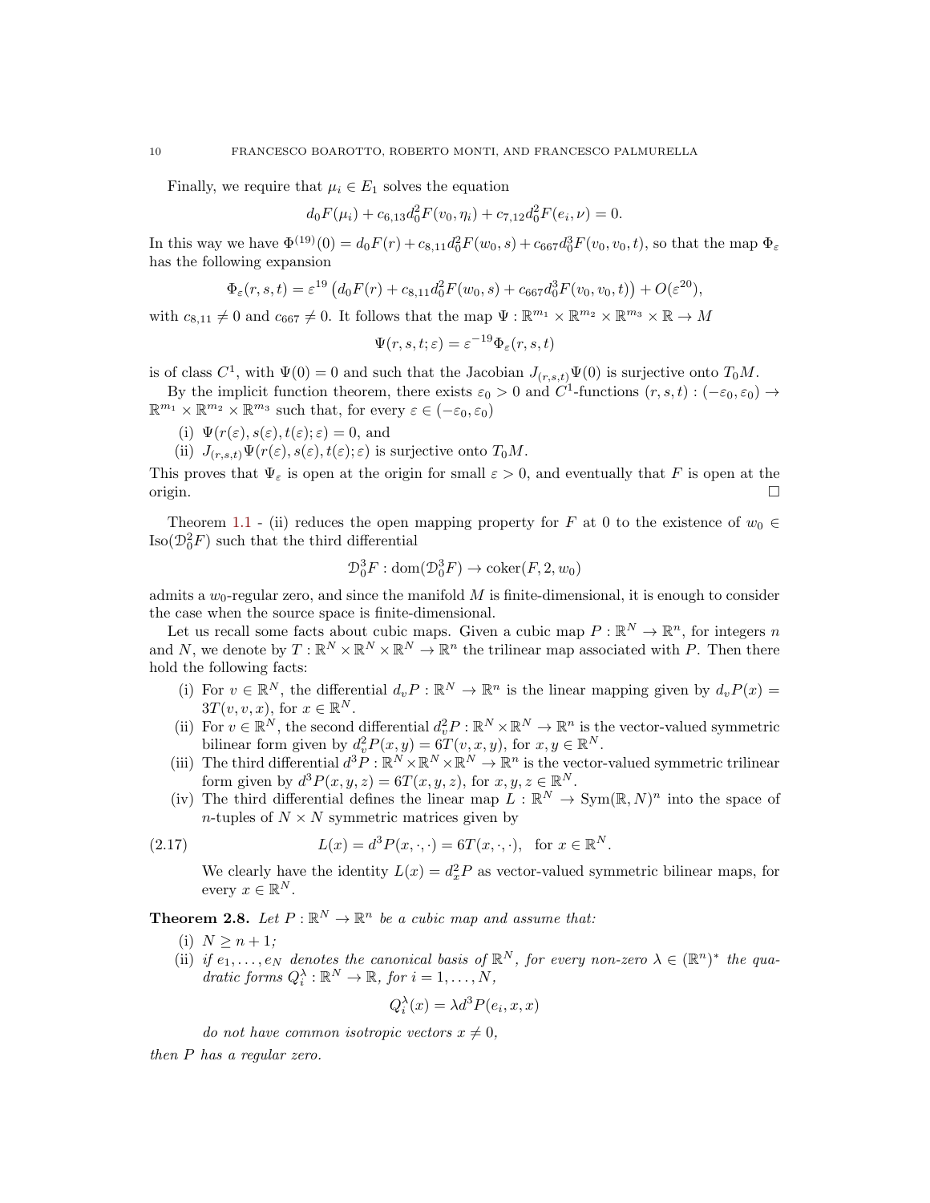Finally, we require that $\mu_i \in E_1$ solves the equation

$$d_0F(\mu_i) + c_{6,13}d_0^2F(v_0, \eta_i) + c_{7,12}d_0^2F(e_i, \nu) = 0.$$

In this way we have $\Phi^{(19)}(0) = d_0F(r) + c_{8,11}d_0^2F(w_0, s) + c_{667}d_0^3F(v_0, v_0, t)$, so that the map $\Phi_\varepsilon$ has the following expansion

$$\Phi_\varepsilon(r, s, t) = \varepsilon^{19}\left(d_0F(r) + c_{8,11}d_0^2F(w_0, s) + c_{667}d_0^3F(v_0, v_0, t)\right) + O(\varepsilon^{20}),$$

with $c_{8,11} \neq 0$ and $c_{667} \neq 0$. It follows that the map $\Psi : \mathbb{R}^{m_1} \times \mathbb{R}^{m_2} \times \mathbb{R}^{m_3} \times \mathbb{R} \to M$

$$\Psi(r, s, t; \varepsilon) = \varepsilon^{-19}\Phi_\varepsilon(r, s, t)$$

is of class $C^1$, with $\Psi(0) = 0$ and such that the Jacobian $J_{(r,s,t)}\Psi(0)$ is surjective onto $T_0M$.

By the implicit function theorem, there exists $\varepsilon_0 > 0$ and $C^1$-functions $(r, s, t) : (-\varepsilon_0, \varepsilon_0) \to \mathbb{R}^{m_1} \times \mathbb{R}^{m_2} \times \mathbb{R}^{m_3}$ such that, for every $\varepsilon \in (-\varepsilon_0, \varepsilon_0)$

(i) $\Psi(r(\varepsilon), s(\varepsilon), t(\varepsilon); \varepsilon) = 0$, and

(ii) $J_{(r,s,t)}\Psi(r(\varepsilon), s(\varepsilon), t(\varepsilon); \varepsilon)$ is surjective onto $T_0M$.

This proves that $\Psi_\varepsilon$ is open at the origin for small $\varepsilon > 0$, and eventually that $F$ is open at the origin. □

Theorem 1.1 - (ii) reduces the open mapping property for $F$ at 0 to the existence of $w_0 \in \mathrm{Iso}(\mathcal{D}_0^2F)$ such that the third differential

$$\mathcal{D}_0^3F : \mathrm{dom}(\mathcal{D}_0^3F) \to \mathrm{coker}(F, 2, w_0)$$

admits a $w_0$-regular zero, and since the manifold $M$ is finite-dimensional, it is enough to consider the case when the source space is finite-dimensional.

Let us recall some facts about cubic maps. Given a cubic map $P : \mathbb{R}^N \to \mathbb{R}^n$, for integers $n$ and $N$, we denote by $T : \mathbb{R}^N \times \mathbb{R}^N \times \mathbb{R}^N \to \mathbb{R}^n$ the trilinear map associated with $P$. Then there hold the following facts:

(i) For $v \in \mathbb{R}^N$, the differential $d_vP : \mathbb{R}^N \to \mathbb{R}^n$ is the linear mapping given by $d_vP(x) = 3T(v, v, x)$, for $x \in \mathbb{R}^N$.

(ii) For $v \in \mathbb{R}^N$, the second differential $d_v^2P : \mathbb{R}^N \times \mathbb{R}^N \to \mathbb{R}^n$ is the vector-valued symmetric bilinear form given by $d_v^2P(x, y) = 6T(v, x, y)$, for $x, y \in \mathbb{R}^N$.

(iii) The third differential $d^3P : \mathbb{R}^N \times \mathbb{R}^N \times \mathbb{R}^N \to \mathbb{R}^n$ is the vector-valued symmetric trilinear form given by $d^3P(x, y, z) = 6T(x, y, z)$, for $x, y, z \in \mathbb{R}^N$.

(iv) The third differential defines the linear map $L : \mathbb{R}^N \to \mathrm{Sym}(\mathbb{R}, N)^n$ into the space of $n$-tuples of $N \times N$ symmetric matrices given by

$$L(x) = d^3P(x, \cdot, \cdot) = 6T(x, \cdot, \cdot), \quad \text{for } x \in \mathbb{R}^N. \tag{2.17}$$

We clearly have the identity $L(x) = d_x^2P$ as vector-valued symmetric bilinear maps, for every $x \in \mathbb{R}^N$.

**Theorem 2.8.** *Let $P : \mathbb{R}^N \to \mathbb{R}^n$ be a cubic map and assume that:*

*(i) $N \geq n + 1$;*

*(ii) if $e_1, \ldots, e_N$ denotes the canonical basis of $\mathbb{R}^N$, for every non-zero $\lambda \in (\mathbb{R}^n)^*$ the quadratic forms $Q_i^\lambda : \mathbb{R}^N \to \mathbb{R}$, for $i = 1, \ldots, N$,*

$$Q_i^\lambda(x) = \lambda d^3P(e_i, x, x)$$

*do not have common isotropic vectors $x \neq 0$,*

*then $P$ has a regular zero.*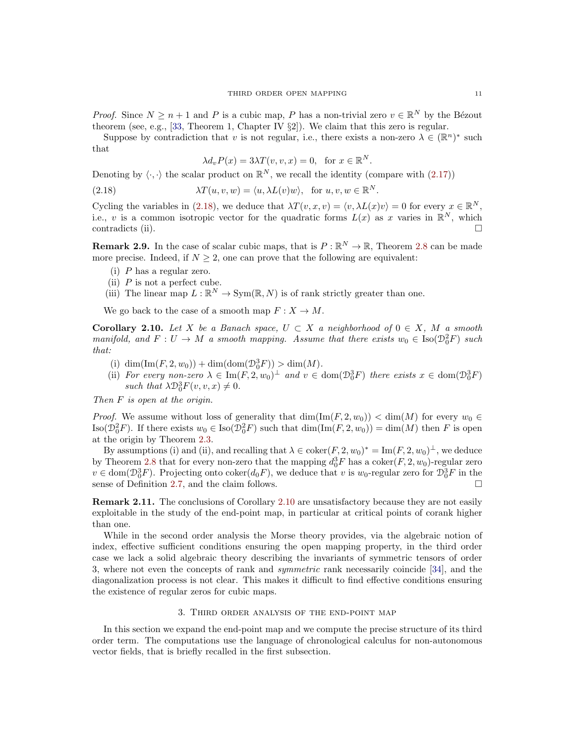*Proof.* Since $N \geq n+1$ and $P$ is a cubic map, $P$ has a non-trivial zero $v \in \mathbb{R}^N$ by the Bézout theorem (see, e.g., [33, Theorem 1, Chapter IV §2]). We claim that this zero is regular.

Suppose by contradiction that $v$ is not regular, i.e., there exists a non-zero $\lambda \in (\mathbb{R}^n)^*$ such that

$$\lambda d_v P(x) = 3\lambda T(v, v, x) = 0, \quad \text{for } x \in \mathbb{R}^N.$$

Denoting by $\langle \cdot, \cdot \rangle$ the scalar product on $\mathbb{R}^N$, we recall the identity (compare with (2.17))

$$\lambda T(u, v, w) = \langle u, \lambda L(v) w \rangle, \quad \text{for } u, v, w \in \mathbb{R}^N. \tag{2.18}$$

Cycling the variables in (2.18), we deduce that $\lambda T(v, x, v) = \langle v, \lambda L(x) v \rangle = 0$ for every $x \in \mathbb{R}^N$, i.e., $v$ is a common isotropic vector for the quadratic forms $L(x)$ as $x$ varies in $\mathbb{R}^N$, which contradicts (ii). $\square$

**Remark 2.9.** In the case of scalar cubic maps, that is $P : \mathbb{R}^N \to \mathbb{R}$, Theorem 2.8 can be made more precise. Indeed, if $N \geq 2$, one can prove that the following are equivalent:

(i) $P$ has a regular zero.
(ii) $P$ is not a perfect cube.
(iii) The linear map $L : \mathbb{R}^N \to \mathrm{Sym}(\mathbb{R}, N)$ is of rank strictly greater than one.

We go back to the case of a smooth map $F : X \to M$.

**Corollary 2.10.** *Let $X$ be a Banach space, $U \subset X$ a neighborhood of $0 \in X$, $M$ a smooth manifold, and $F : U \to M$ a smooth mapping. Assume that there exists $w_0 \in \mathrm{Iso}(\mathcal{D}_0^2 F)$ such that:*

(i) $\dim(\mathrm{Im}(F, 2, w_0)) + \dim(\mathrm{dom}(\mathcal{D}_0^3 F)) > \dim(M)$.
(ii) *For every non-zero $\lambda \in \mathrm{Im}(F, 2, w_0)^\perp$ and $v \in \mathrm{dom}(\mathcal{D}_0^3 F)$ there exists $x \in \mathrm{dom}(\mathcal{D}_0^3 F)$ such that $\lambda \mathcal{D}_0^3 F(v, v, x) \neq 0$.*

*Then $F$ is open at the origin.*

*Proof.* We assume without loss of generality that $\dim(\mathrm{Im}(F, 2, w_0)) < \dim(M)$ for every $w_0 \in \mathrm{Iso}(\mathcal{D}_0^2 F)$. If there exists $w_0 \in \mathrm{Iso}(\mathcal{D}_0^2 F)$ such that $\dim(\mathrm{Im}(F, 2, w_0)) = \dim(M)$ then $F$ is open at the origin by Theorem 2.3.

By assumptions (i) and (ii), and recalling that $\lambda \in \mathrm{coker}(F, 2, w_0)^* = \mathrm{Im}(F, 2, w_0)^\perp$, we deduce by Theorem 2.8 that for every non-zero that the mapping $d_0^3 F$ has a $\mathrm{coker}(F, 2, w_0)$-regular zero $v \in \mathrm{dom}(\mathcal{D}_0^3 F)$. Projecting onto $\mathrm{coker}(d_0 F)$, we deduce that $v$ is $w_0$-regular zero for $\mathcal{D}_0^3 F$ in the sense of Definition 2.7, and the claim follows. $\square$

**Remark 2.11.** The conclusions of Corollary 2.10 are unsatisfactory because they are not easily exploitable in the study of the end-point map, in particular at critical points of corank higher than one.

While in the second order analysis the Morse theory provides, via the algebraic notion of index, effective sufficient conditions ensuring the open mapping property, in the third order case we lack a solid algebraic theory describing the invariants of symmetric tensors of order 3, where not even the concepts of rank and *symmetric* rank necessarily coincide [34], and the diagonalization process is not clear. This makes it difficult to find effective conditions ensuring the existence of regular zeros for cubic maps.

## 3. Third order analysis of the end-point map

In this section we expand the end-point map and we compute the precise structure of its third order term. The computations use the language of chronological calculus for non-autonomous vector fields, that is briefly recalled in the first subsection.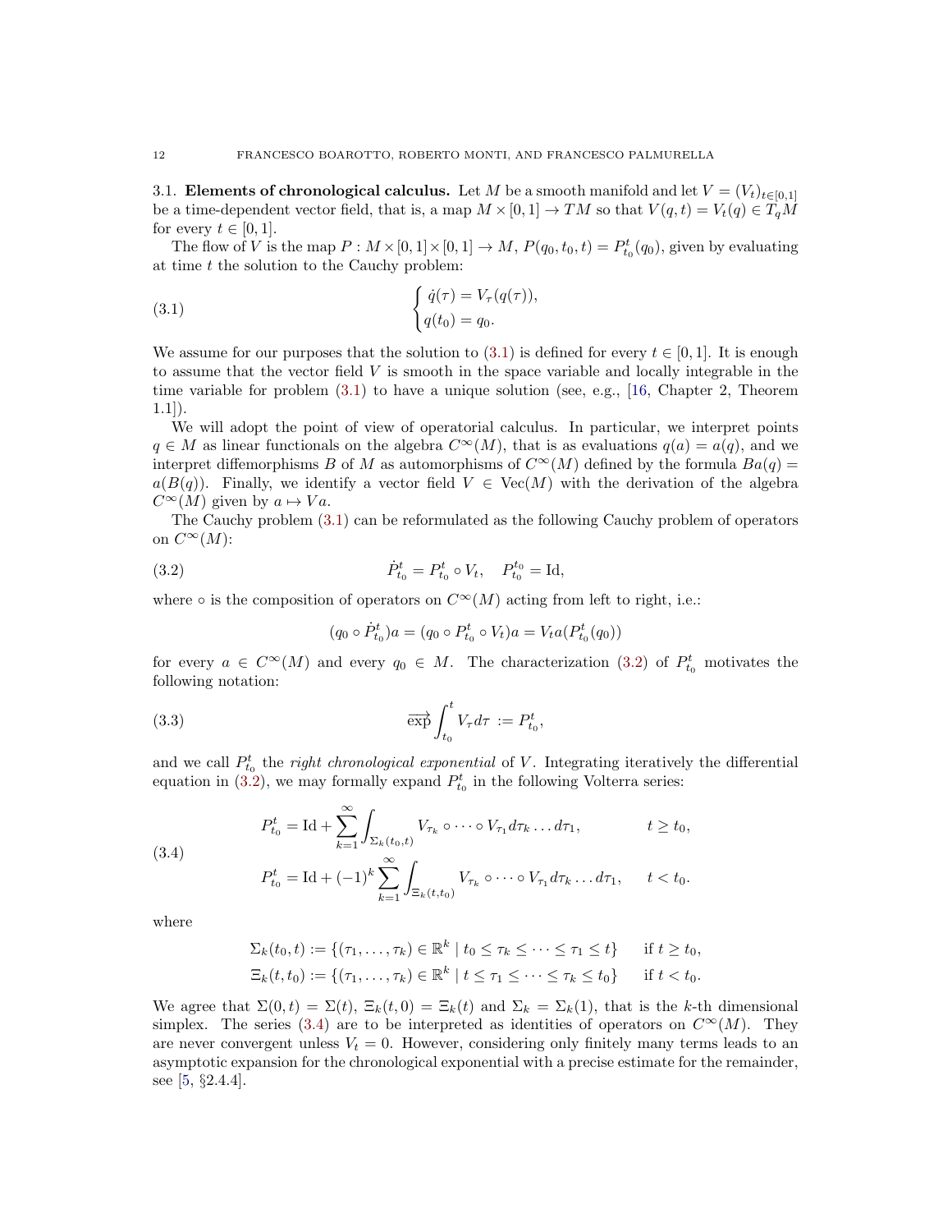### 3.1. Elements of chronological calculus.

Let $M$ be a smooth manifold and let $V = (V_t)_{t\in[0,1]}$ be a time-dependent vector field, that is, a map $M \times [0,1] \to TM$ so that $V(q,t) = V_t(q) \in T_qM$ for every $t \in [0,1]$.

The flow of $V$ is the map $P : M \times [0,1] \times [0,1] \to M$, $P(q_0, t_0, t) = P_{t_0}^t(q_0)$, given by evaluating at time $t$ the solution to the Cauchy problem:

$$
\begin{cases} \dot{q}(\tau) = V_\tau(q(\tau)), \\ q(t_0) = q_0. \end{cases} \tag{3.1}
$$

We assume for our purposes that the solution to (3.1) is defined for every $t \in [0,1]$. It is enough to assume that the vector field $V$ is smooth in the space variable and locally integrable in the time variable for problem (3.1) to have a unique solution (see, e.g., [16, Chapter 2, Theorem 1.1]).

We will adopt the point of view of operatorial calculus. In particular, we interpret points $q \in M$ as linear functionals on the algebra $C^\infty(M)$, that is as evaluations $q(a) = a(q)$, and we interpret diffemorphisms $B$ of $M$ as automorphisms of $C^\infty(M)$ defined by the formula $Ba(q) = a(B(q))$. Finally, we identify a vector field $V \in \mathrm{Vec}(M)$ with the derivation of the algebra $C^\infty(M)$ given by $a \mapsto Va$.

The Cauchy problem (3.1) can be reformulated as the following Cauchy problem of operators on $C^\infty(M)$:

$$
\dot{P}_{t_0}^t = P_{t_0}^t \circ V_t, \quad P_{t_0}^{t_0} = \mathrm{Id}, \tag{3.2}
$$

where $\circ$ is the composition of operators on $C^\infty(M)$ acting from left to right, i.e.:

$$
(q_0 \circ \dot{P}_{t_0}^t)a = (q_0 \circ P_{t_0}^t \circ V_t)a = V_t a(P_{t_0}^t(q_0))
$$

for every $a \in C^\infty(M)$ and every $q_0 \in M$. The characterization (3.2) of $P_{t_0}^t$ motivates the following notation:

$$
\overrightarrow{\exp} \int_{t_0}^t V_\tau d\tau := P_{t_0}^t, \tag{3.3}
$$

and we call $P_{t_0}^t$ the *right chronological exponential* of $V$. Integrating iteratively the differential equation in (3.2), we may formally expand $P_{t_0}^t$ in the following Volterra series:

$$
\begin{aligned}
&P_{t_0}^t = \mathrm{Id} + \sum_{k=1}^\infty \int_{\Sigma_k(t_0,t)} V_{\tau_k} \circ \dots \circ V_{\tau_1} d\tau_k \dots d\tau_1, \qquad t \geq t_0, \\
&P_{t_0}^t = \mathrm{Id} + (-1)^k \sum_{k=1}^\infty \int_{\Xi_k(t,t_0)} V_{\tau_k} \circ \dots \circ V_{\tau_1} d\tau_k \dots d\tau_1, \qquad t < t_0.
\end{aligned} \tag{3.4}
$$

where

$$
\begin{aligned}
\Sigma_k(t_0,t) &:= \{(\tau_1, \dots, \tau_k) \in \mathbb{R}^k \mid t_0 \leq \tau_k \leq \dots \leq \tau_1 \leq t\} \qquad \text{if } t \geq t_0, \\
\Xi_k(t,t_0) &:= \{(\tau_1, \dots, \tau_k) \in \mathbb{R}^k \mid t \leq \tau_1 \leq \dots \leq \tau_k \leq t_0\} \qquad \text{if } t < t_0.
\end{aligned}
$$

We agree that $\Sigma(0,t) = \Sigma(t)$, $\Xi_k(t,0) = \Xi_k(t)$ and $\Sigma_k = \Sigma_k(1)$, that is the $k$-th dimensional simplex. The series (3.4) are to be interpreted as identities of operators on $C^\infty(M)$. They are never convergent unless $V_t = 0$. However, considering only finitely many terms leads to an asymptotic expansion for the chronological exponential with a precise estimate for the remainder, see [5, §2.4.4].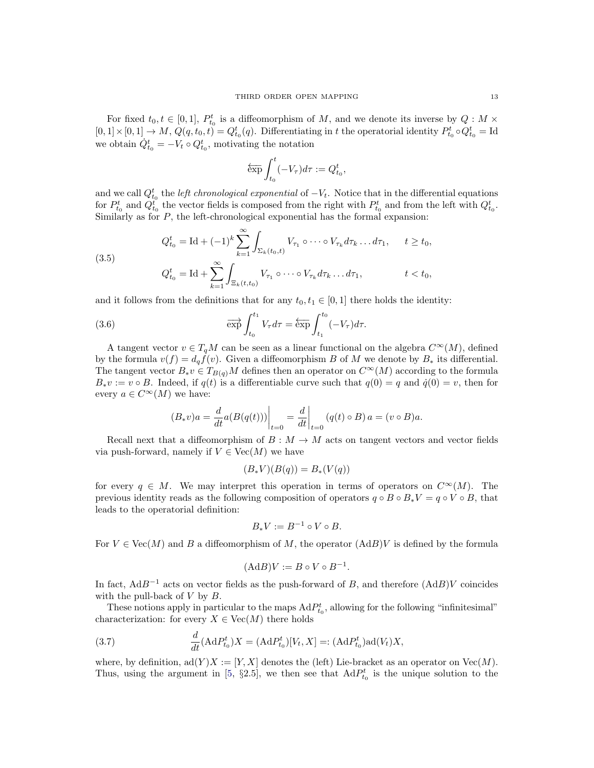For fixed $t_0, t \in [0,1]$, $P^t_{t_0}$ is a diffeomorphism of $M$, and we denote its inverse by $Q : M \times [0,1] \times [0,1] \to M$, $Q(q, t_0, t) = Q^t_{t_0}(q)$. Differentiating in $t$ the operatorial identity $P^t_{t_0} \circ Q^t_{t_0} = \mathrm{Id}$ we obtain $\dot{Q}^t_{t_0} = -V_t \circ Q^t_{t_0}$, motivating the notation

$$\overleftarrow{\exp} \int_{t_0}^{t} (-V_\tau) d\tau := Q^t_{t_0},$$

and we call $Q^t_{t_0}$ the *left chronological exponential* of $-V_t$. Notice that in the differential equations for $P^t_{t_0}$ and $Q^t_{t_0}$ the vector fields is composed from the right with $P^t_{t_0}$ and from the left with $Q^t_{t_0}$. Similarly as for $P$, the left-chronological exponential has the formal expansion:

$$
\begin{aligned}
Q^t_{t_0} &= \mathrm{Id} + (-1)^k \sum_{k=1}^{\infty} \int_{\Sigma_k(t_0,t)} V_{\tau_1} \circ \cdots \circ V_{\tau_k} d\tau_k \ldots d\tau_1, \qquad t \geq t_0, \\
Q^t_{t_0} &= \mathrm{Id} + \sum_{k=1}^{\infty} \int_{\Xi_k(t,t_0)} V_{\tau_1} \circ \cdots \circ V_{\tau_k} d\tau_k \ldots d\tau_1, \qquad t < t_0,
\end{aligned}
\tag{3.5}
$$

and it follows from the definitions that for any $t_0, t_1 \in [0,1]$ there holds the identity:

$$\overrightarrow{\exp} \int_{t_0}^{t_1} V_\tau d\tau = \overleftarrow{\exp} \int_{t_1}^{t_0} (-V_\tau) d\tau. \tag{3.6}$$

A tangent vector $v \in T_q M$ can be seen as a linear functional on the algebra $C^\infty(M)$, defined by the formula $v(f) = d_q f(v)$. Given a diffeomorphism $B$ of $M$ we denote by $B_*$ its differential. The tangent vector $B_* v \in T_{B(q)} M$ defines then an operator on $C^\infty(M)$ according to the formula $B_* v := v \circ B$. Indeed, if $q(t)$ is a differentiable curve such that $q(0) = q$ and $\dot{q}(0) = v$, then for every $a \in C^\infty(M)$ we have:

$$(B_* v) a = \frac{d}{dt} a(B(q(t))) \bigg|_{t=0} = \frac{d}{dt}\bigg|_{t=0} (q(t) \circ B)\, a = (v \circ B) a.$$

Recall next that a diffeomorphism of $B : M \to M$ acts on tangent vectors and vector fields via push-forward, namely if $V \in \mathrm{Vec}(M)$ we have

$$(B_* V)(B(q)) = B_*(V(q))$$

for every $q \in M$. We may interpret this operation in terms of operators on $C^\infty(M)$. The previous identity reads as the following composition of operators $q \circ B \circ B_* V = q \circ V \circ B$, that leads to the operatorial definition:

$$B_* V := B^{-1} \circ V \circ B.$$

For $V \in \mathrm{Vec}(M)$ and $B$ a diffeomorphism of $M$, the operator $(\mathrm{Ad} B)V$ is defined by the formula

$$(\mathrm{Ad} B)V := B \circ V \circ B^{-1}.$$

In fact, $\mathrm{Ad} B^{-1}$ acts on vector fields as the push-forward of $B$, and therefore $(\mathrm{Ad} B)V$ coincides with the pull-back of $V$ by $B$.

These notions apply in particular to the maps $\mathrm{Ad} P^t_{t_0}$, allowing for the following "infinitesimal" characterization: for every $X \in \mathrm{Vec}(M)$ there holds

$$\frac{d}{dt}(\mathrm{Ad} P^t_{t_0}) X = (\mathrm{Ad} P^t_{t_0})[V_t, X] =: (\mathrm{Ad} P^t_{t_0}) \mathrm{ad}(V_t) X, \tag{3.7}$$

where, by definition, $\mathrm{ad}(Y)X := [Y, X]$ denotes the (left) Lie-bracket as an operator on $\mathrm{Vec}(M)$. Thus, using the argument in [5, §2.5], we then see that $\mathrm{Ad} P^t_{t_0}$ is the unique solution to the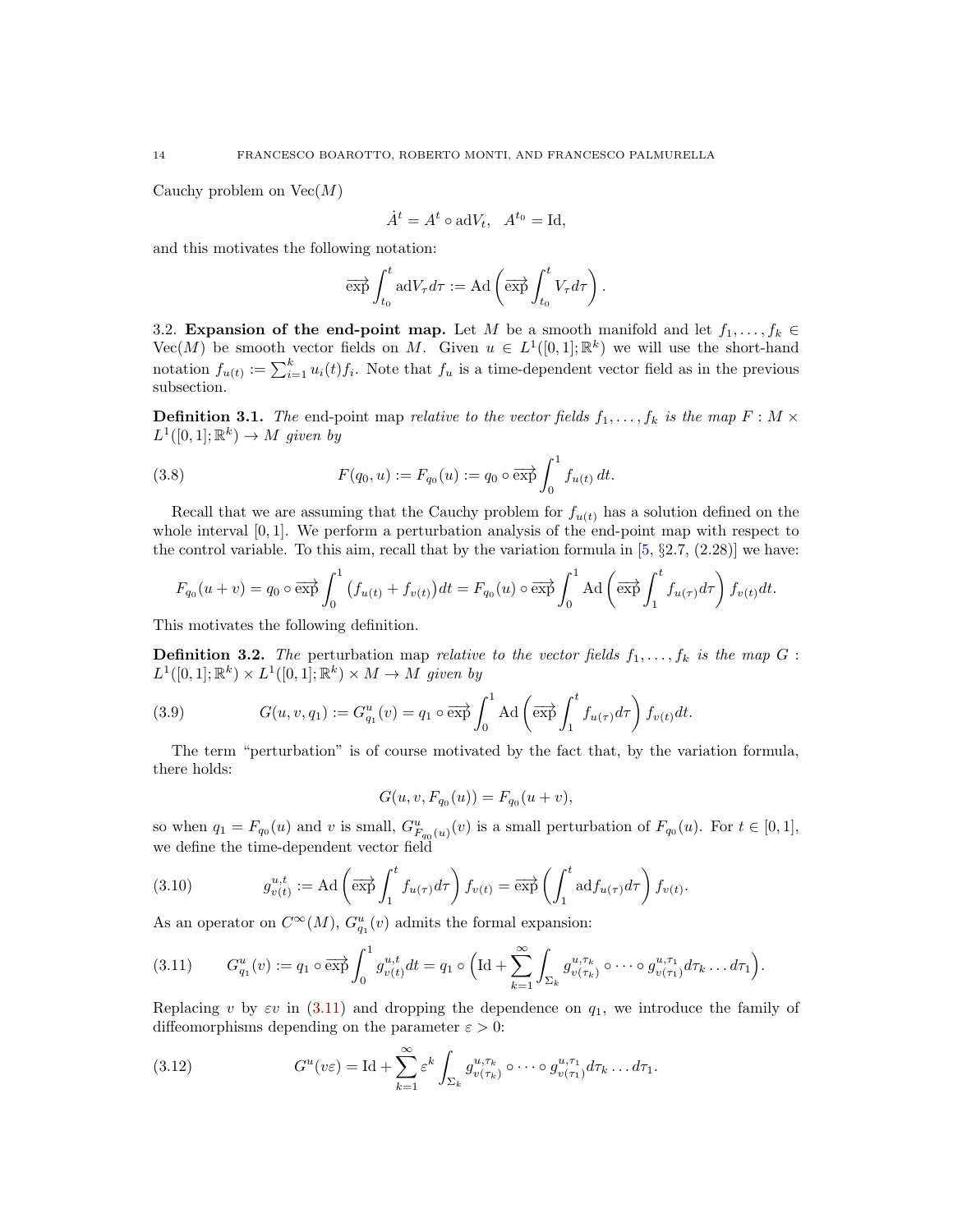Cauchy problem on $\mathrm{Vec}(M)$

$$\dot{A}^t = A^t \circ \mathrm{ad}V_t, \quad A^{t_0} = \mathrm{Id},$$

and this motivates the following notation:

$$\overrightarrow{\exp} \int_{t_0}^{t} \mathrm{ad}V_\tau d\tau := \mathrm{Ad}\left(\overrightarrow{\exp} \int_{t_0}^{t} V_\tau d\tau\right).$$

3.2. **Expansion of the end-point map.** Let $M$ be a smooth manifold and let $f_1, \dots, f_k \in \mathrm{Vec}(M)$ be smooth vector fields on $M$. Given $u \in L^1([0,1];\mathbb{R}^k)$ we will use the short-hand notation $f_{u(t)} := \sum_{i=1}^k u_i(t) f_i$. Note that $f_u$ is a time-dependent vector field as in the previous subsection.

**Definition 3.1.** *The* end-point map *relative to the vector fields $f_1, \dots, f_k$ is the map $F : M \times L^1([0,1];\mathbb{R}^k) \to M$ given by*

$$F(q_0, u) := F_{q_0}(u) := q_0 \circ \overrightarrow{\exp} \int_0^1 f_{u(t)}\, dt. \tag{3.8}$$

Recall that we are assuming that the Cauchy problem for $f_{u(t)}$ has a solution defined on the whole interval $[0,1]$. We perform a perturbation analysis of the end-point map with respect to the control variable. To this aim, recall that by the variation formula in [5, §2.7, (2.28)] we have:

$$F_{q_0}(u+v) = q_0 \circ \overrightarrow{\exp} \int_0^1 \big(f_{u(t)} + f_{v(t)}\big) dt = F_{q_0}(u) \circ \overrightarrow{\exp} \int_0^1 \mathrm{Ad}\left(\overrightarrow{\exp} \int_1^t f_{u(\tau)} d\tau\right) f_{v(t)} dt.$$

This motivates the following definition.

**Definition 3.2.** *The* perturbation map *relative to the vector fields $f_1, \dots, f_k$ is the map $G : L^1([0,1];\mathbb{R}^k) \times L^1([0,1];\mathbb{R}^k) \times M \to M$ given by*

$$G(u, v, q_1) := G^u_{q_1}(v) = q_1 \circ \overrightarrow{\exp} \int_0^1 \mathrm{Ad}\left(\overrightarrow{\exp} \int_1^t f_{u(\tau)} d\tau\right) f_{v(t)} dt. \tag{3.9}$$

The term "perturbation" is of course motivated by the fact that, by the variation formula, there holds:

$$G(u, v, F_{q_0}(u)) = F_{q_0}(u+v),$$

so when $q_1 = F_{q_0}(u)$ and $v$ is small, $G^u_{F_{q_0}(u)}(v)$ is a small perturbation of $F_{q_0}(u)$. For $t \in [0,1]$, we define the time-dependent vector field

$$g^{u,t}_{v(t)} := \mathrm{Ad}\left(\overrightarrow{\exp} \int_1^t f_{u(\tau)} d\tau\right) f_{v(t)} = \overrightarrow{\exp}\left(\int_1^t \mathrm{ad} f_{u(\tau)} d\tau\right) f_{v(t)}. \tag{3.10}$$

As an operator on $C^\infty(M)$, $G^u_{q_1}(v)$ admits the formal expansion:

$$G^u_{q_1}(v) := q_1 \circ \overrightarrow{\exp} \int_0^1 g^{u,t}_{v(t)} dt = q_1 \circ \Big(\mathrm{Id} + \sum_{k=1}^\infty \int_{\Sigma_k} g^{u,\tau_k}_{v(\tau_k)} \circ \cdots \circ g^{u,\tau_1}_{v(\tau_1)} d\tau_k \dots d\tau_1\Big). \tag{3.11}$$

Replacing $v$ by $\varepsilon v$ in (3.11) and dropping the dependence on $q_1$, we introduce the family of diffeomorphisms depending on the parameter $\varepsilon > 0$:

$$G^u(v\varepsilon) = \mathrm{Id} + \sum_{k=1}^\infty \varepsilon^k \int_{\Sigma_k} g^{u,\tau_k}_{v(\tau_k)} \circ \cdots \circ g^{u,\tau_1}_{v(\tau_1)} d\tau_k \dots d\tau_1. \tag{3.12}$$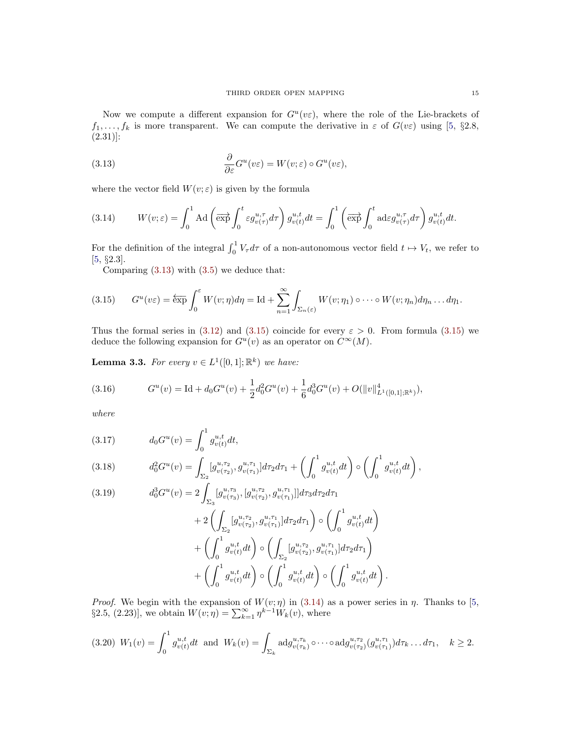Now we compute a different expansion for $G^u(v\varepsilon)$, where the role of the Lie-brackets of $f_1, \ldots, f_k$ is more transparent. We can compute the derivative in $\varepsilon$ of $G(v\varepsilon)$ using [5, §2.8, (2.31)]:

$$\frac{\partial}{\partial \varepsilon} G^u(v\varepsilon) = W(v;\varepsilon) \circ G^u(v\varepsilon), \tag{3.13}$$

where the vector field $W(v;\varepsilon)$ is given by the formula

$$W(v;\varepsilon) = \int_0^1 \mathrm{Ad}\left(\overrightarrow{\exp}\int_0^t \varepsilon g^{u,\tau}_{v(\tau)} d\tau\right) g^{u,t}_{v(t)} dt = \int_0^1 \left(\overrightarrow{\exp}\int_0^t \mathrm{ad}\varepsilon g^{u,\tau}_{v(\tau)} d\tau\right) g^{u,t}_{v(t)} dt. \tag{3.14}$$

For the definition of the integral $\int_0^1 V_\tau d\tau$ of a non-autonomous vector field $t \mapsto V_t$, we refer to [5, §2.3].

Comparing (3.13) with (3.5) we deduce that:

$$G^u(v\varepsilon) = \overleftarrow{\exp}\int_0^\varepsilon W(v;\eta)d\eta = \mathrm{Id} + \sum_{n=1}^\infty \int_{\Sigma_n(\varepsilon)} W(v;\eta_1) \circ \cdots \circ W(v;\eta_n) d\eta_n \ldots d\eta_1. \tag{3.15}$$

Thus the formal series in (3.12) and (3.15) coincide for every $\varepsilon > 0$. From formula (3.15) we deduce the following expansion for $G^u(v)$ as an operator on $C^\infty(M)$.

**Lemma 3.3.** *For every $v \in L^1([0,1];\mathbb{R}^k)$ we have:*

$$G^u(v) = \mathrm{Id} + d_0G^u(v) + \frac{1}{2}d_0^2G^u(v) + \frac{1}{6}d_0^3G^u(v) + O(\|v\|^4_{L^1([0,1];\mathbb{R}^k)}), \tag{3.16}$$

*where*

$$d_0G^u(v) = \int_0^1 g^{u,t}_{v(t)} dt, \tag{3.17}$$

$$d_0^2G^u(v) = \int_{\Sigma_2} [g^{u,\tau_2}_{v(\tau_2)}, g^{u,\tau_1}_{v(\tau_1)}] d\tau_2 d\tau_1 + \left(\int_0^1 g^{u,t}_{v(t)} dt\right) \circ \left(\int_0^1 g^{u,t}_{v(t)} dt\right), \tag{3.18}$$

$$\begin{aligned} d_0^3G^u(v) = {} & 2\int_{\Sigma_3} [g^{u,\tau_3}_{v(\tau_3)}, [g^{u,\tau_2}_{v(\tau_2)}, g^{u,\tau_1}_{v(\tau_1)}]] d\tau_3 d\tau_2 d\tau_1 \\ & + 2\left(\int_{\Sigma_2} [g^{u,\tau_2}_{v(\tau_2)}, g^{u,\tau_1}_{v(\tau_1)}] d\tau_2 d\tau_1\right) \circ \left(\int_0^1 g^{u,t}_{v(t)} dt\right) \\ & + \left(\int_0^1 g^{u,t}_{v(t)} dt\right) \circ \left(\int_{\Sigma_2} [g^{u,\tau_2}_{v(\tau_2)}, g^{u,\tau_1}_{v(\tau_1)}] d\tau_2 d\tau_1\right) \\ & + \left(\int_0^1 g^{u,t}_{v(t)} dt\right) \circ \left(\int_0^1 g^{u,t}_{v(t)} dt\right) \circ \left(\int_0^1 g^{u,t}_{v(t)} dt\right). \end{aligned} \tag{3.19}$$

*Proof.* We begin with the expansion of $W(v;\eta)$ in (3.14) as a power series in $\eta$. Thanks to [5, §2.5, (2.23)], we obtain $W(v;\eta) = \sum_{k=1}^\infty \eta^{k-1} W_k(v)$, where

$$W_1(v) = \int_0^1 g^{u,t}_{v(t)} dt \quad \text{and} \quad W_k(v) = \int_{\Sigma_k} \mathrm{ad} g^{u,\tau_k}_{v(\tau_k)} \circ \cdots \circ \mathrm{ad} g^{u,\tau_2}_{v(\tau_2)} (g^{u,\tau_1}_{v(\tau_1)}) d\tau_k \ldots d\tau_1, \quad k \geq 2. \tag{3.20}$$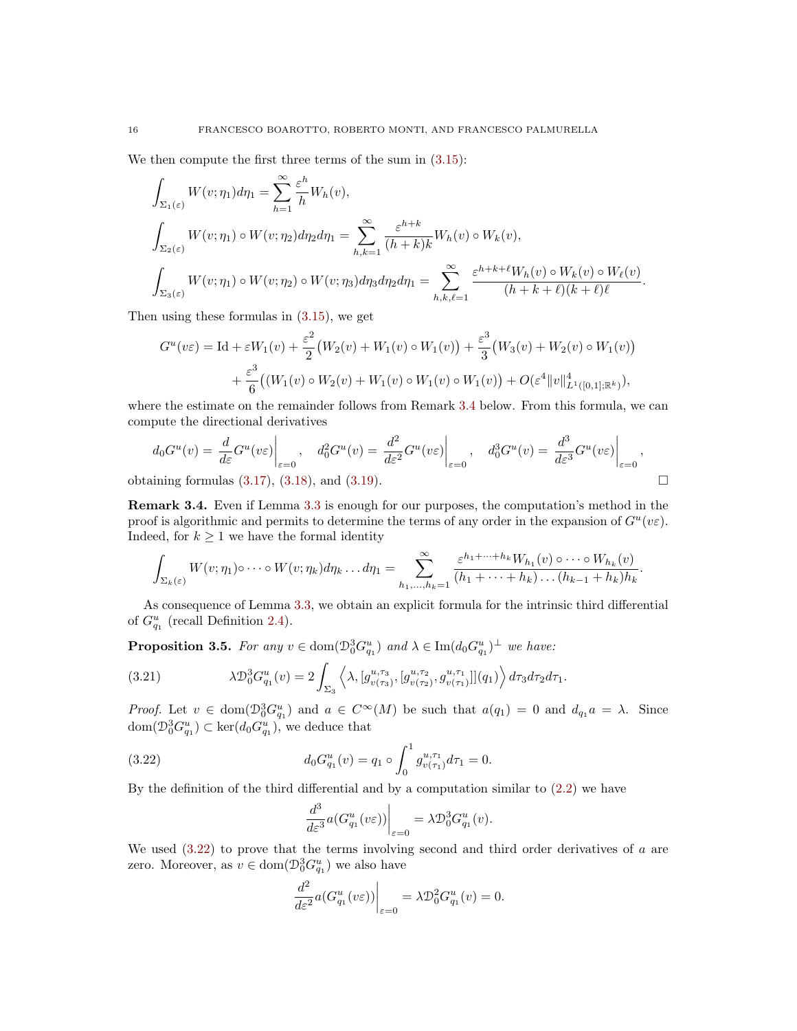We then compute the first three terms of the sum in (3.15):

$$\int_{\Sigma_1(\varepsilon)} W(v;\eta_1)d\eta_1 = \sum_{h=1}^{\infty} \frac{\varepsilon^h}{h} W_h(v),$$

$$\int_{\Sigma_2(\varepsilon)} W(v;\eta_1)\circ W(v;\eta_2)d\eta_2 d\eta_1 = \sum_{h,k=1}^{\infty} \frac{\varepsilon^{h+k}}{(h+k)k} W_h(v)\circ W_k(v),$$

$$\int_{\Sigma_3(\varepsilon)} W(v;\eta_1)\circ W(v;\eta_2)\circ W(v;\eta_3)d\eta_3 d\eta_2 d\eta_1 = \sum_{h,k,\ell=1}^{\infty} \frac{\varepsilon^{h+k+\ell} W_h(v)\circ W_k(v)\circ W_\ell(v)}{(h+k+\ell)(k+\ell)\ell}.$$

Then using these formulas in (3.15), we get

$$\begin{aligned} G^u(v\varepsilon) = \mathrm{Id} + \varepsilon W_1(v) + \frac{\varepsilon^2}{2}\big(W_2(v) + W_1(v)\circ W_1(v)\big) + \frac{\varepsilon^3}{3}\big(W_3(v) + W_2(v)\circ W_1(v)\big) \\ + \frac{\varepsilon^3}{6}\big((W_1(v)\circ W_2(v) + W_1(v)\circ W_1(v)\circ W_1(v)\big) + O(\varepsilon^4 \|v\|^4_{L^1([0,1];\mathbb{R}^k)}), \end{aligned}$$

where the estimate on the remainder follows from Remark 3.4 below. From this formula, we can compute the directional derivatives

$$d_0 G^u(v) = \frac{d}{d\varepsilon} G^u(v\varepsilon)\Big|_{\varepsilon=0}, \quad d_0^2 G^u(v) = \frac{d^2}{d\varepsilon^2} G^u(v\varepsilon)\Big|_{\varepsilon=0}, \quad d_0^3 G^u(v) = \frac{d^3}{d\varepsilon^3} G^u(v\varepsilon)\Big|_{\varepsilon=0},$$

obtaining formulas (3.17), (3.18), and (3.19). □

**Remark 3.4.** Even if Lemma 3.3 is enough for our purposes, the computation's method in the proof is algorithmic and permits to determine the terms of any order in the expansion of $G^u(v\varepsilon)$. Indeed, for $k \geq 1$ we have the formal identity

$$\int_{\Sigma_k(\varepsilon)} W(v;\eta_1)\circ\cdots\circ W(v;\eta_k)d\eta_k \ldots d\eta_1 = \sum_{h_1,\ldots,h_k=1}^{\infty} \frac{\varepsilon^{h_1+\cdots+h_k} W_{h_1}(v)\circ\cdots\circ W_{h_k}(v)}{(h_1+\cdots+h_k)\ldots(h_{k-1}+h_k)h_k}.$$

As consequence of Lemma 3.3, we obtain an explicit formula for the intrinsic third differential of $G^u_{q_1}$ (recall Definition 2.4).

**Proposition 3.5.** *For any $v \in \mathrm{dom}(\mathfrak{D}_0^3 G^u_{q_1})$ and $\lambda \in \mathrm{Im}(d_0 G^u_{q_1})^\perp$ we have:*

$$\lambda \mathfrak{D}_0^3 G^u_{q_1}(v) = 2\int_{\Sigma_3} \Big\langle \lambda, [g^{u,\tau_3}_{v(\tau_3)}, [g^{u,\tau_2}_{v(\tau_2)}, g^{u,\tau_1}_{v(\tau_1)}]](q_1)\Big\rangle d\tau_3 d\tau_2 d\tau_1. \tag{3.21}$$

*Proof.* Let $v \in \mathrm{dom}(\mathfrak{D}_0^3 G^u_{q_1})$ and $a \in C^\infty(M)$ be such that $a(q_1) = 0$ and $d_{q_1} a = \lambda$. Since $\mathrm{dom}(\mathfrak{D}_0^3 G^u_{q_1}) \subset \ker(d_0 G^u_{q_1})$, we deduce that

$$d_0 G^u_{q_1}(v) = q_1 \circ \int_0^1 g^{u,\tau_1}_{v(\tau_1)} d\tau_1 = 0. \tag{3.22}$$

By the definition of the third differential and by a computation similar to (2.2) we have

$$\frac{d^3}{d\varepsilon^3} a(G^u_{q_1}(v\varepsilon))\Big|_{\varepsilon=0} = \lambda \mathfrak{D}_0^3 G^u_{q_1}(v).$$

We used (3.22) to prove that the terms involving second and third order derivatives of $a$ are zero. Moreover, as $v \in \mathrm{dom}(\mathfrak{D}_0^3 G^u_{q_1})$ we also have

$$\frac{d^2}{d\varepsilon^2} a(G^u_{q_1}(v\varepsilon))\Big|_{\varepsilon=0} = \lambda \mathfrak{D}_0^2 G^u_{q_1}(v) = 0.$$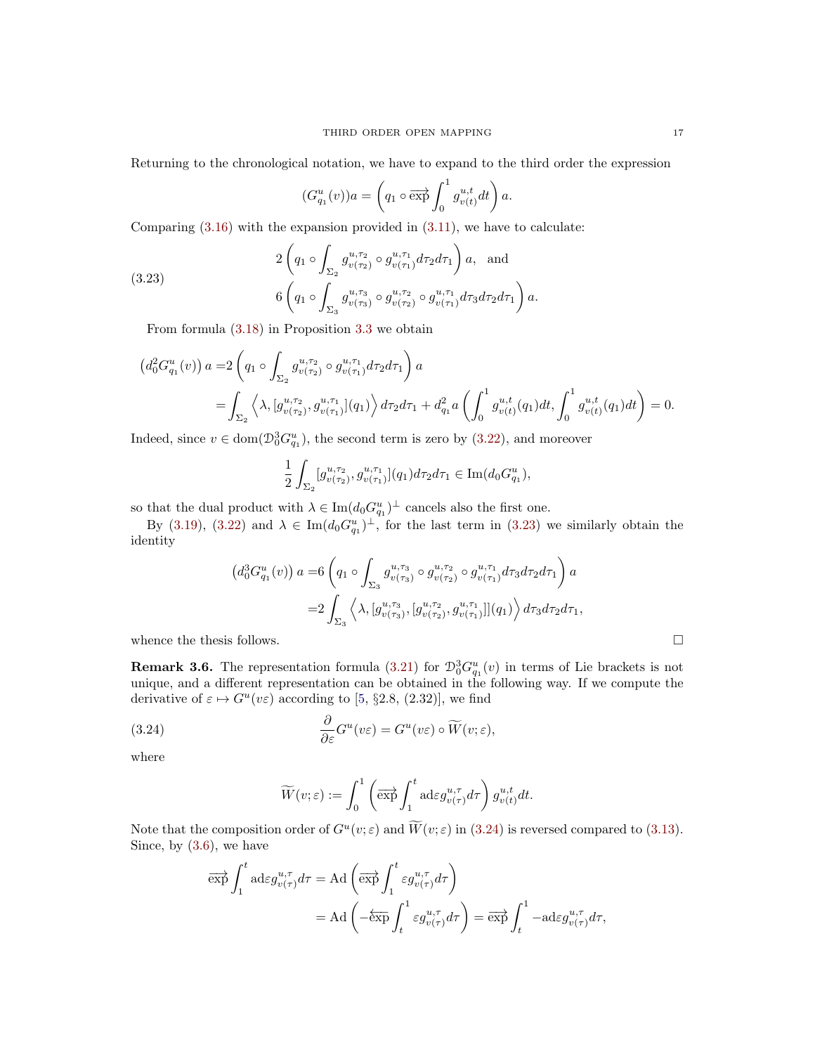Returning to the chronological notation, we have to expand to the third order the expression

$$(G^u_{q_1}(v))a = \left( q_1 \circ \overrightarrow{\exp} \int_0^1 g^{u,t}_{v(t)} dt \right) a.$$

Comparing (3.16) with the expansion provided in (3.11), we have to calculate:

$$\begin{aligned} &2 \left( q_1 \circ \int_{\Sigma_2} g^{u,\tau_2}_{v(\tau_2)} \circ g^{u,\tau_1}_{v(\tau_1)} d\tau_2 d\tau_1 \right) a, \quad \text{and} \\ &6 \left( q_1 \circ \int_{\Sigma_3} g^{u,\tau_3}_{v(\tau_3)} \circ g^{u,\tau_2}_{v(\tau_2)} \circ g^{u,\tau_1}_{v(\tau_1)} d\tau_3 d\tau_2 d\tau_1 \right) a. \end{aligned} \tag{3.23}$$

From formula (3.18) in Proposition 3.3 we obtain

$$\begin{aligned} \left(d_0^2 G^u_{q_1}(v)\right) a =& 2 \left( q_1 \circ \int_{\Sigma_2} g^{u,\tau_2}_{v(\tau_2)} \circ g^{u,\tau_1}_{v(\tau_1)} d\tau_2 d\tau_1 \right) a \\ =& \int_{\Sigma_2} \left\langle \lambda, [g^{u,\tau_2}_{v(\tau_2)}, g^{u,\tau_1}_{v(\tau_1)}](q_1) \right\rangle d\tau_2 d\tau_1 + d^2_{q_1} a \left( \int_0^1 g^{u,t}_{v(t)}(q_1) dt, \int_0^1 g^{u,t}_{v(t)}(q_1) dt \right) = 0. \end{aligned}$$

Indeed, since $v \in \mathrm{dom}(\mathcal{D}^3_0 G^u_{q_1})$, the second term is zero by (3.22), and moreover

$$\frac{1}{2} \int_{\Sigma_2} [g^{u,\tau_2}_{v(\tau_2)}, g^{u,\tau_1}_{v(\tau_1)}](q_1) d\tau_2 d\tau_1 \in \mathrm{Im}(d_0 G^u_{q_1}),$$

so that the dual product with $\lambda \in \mathrm{Im}(d_0 G^u_{q_1})^\perp$ cancels also the first one.

By (3.19), (3.22) and $\lambda \in \mathrm{Im}(d_0 G^u_{q_1})^\perp$, for the last term in (3.23) we similarly obtain the identity

$$\begin{aligned} \left(d_0^3 G^u_{q_1}(v)\right) a =& 6 \left( q_1 \circ \int_{\Sigma_3} g^{u,\tau_3}_{v(\tau_3)} \circ g^{u,\tau_2}_{v(\tau_2)} \circ g^{u,\tau_1}_{v(\tau_1)} d\tau_3 d\tau_2 d\tau_1 \right) a \\ =& 2 \int_{\Sigma_3} \left\langle \lambda, [g^{u,\tau_3}_{v(\tau_3)}, [g^{u,\tau_2}_{v(\tau_2)}, g^{u,\tau_1}_{v(\tau_1)}]](q_1) \right\rangle d\tau_3 d\tau_2 d\tau_1, \end{aligned}$$

whence the thesis follows. □

**Remark 3.6.** The representation formula (3.21) for $\mathcal{D}^3_0 G^u_{q_1}(v)$ in terms of Lie brackets is not unique, and a different representation can be obtained in the following way. If we compute the derivative of $\varepsilon \mapsto G^u(v\varepsilon)$ according to [5, §2.8, (2.32)], we find

$$\frac{\partial}{\partial \varepsilon} G^u(v\varepsilon) = G^u(v\varepsilon) \circ \widetilde{W}(v;\varepsilon), \tag{3.24}$$

where

$$\widetilde{W}(v;\varepsilon) := \int_0^1 \left( \overrightarrow{\exp} \int_1^t \mathrm{ad}\varepsilon g^{u,\tau}_{v(\tau)} d\tau \right) g^{u,t}_{v(t)} dt.$$

Note that the composition order of $G^u(v;\varepsilon)$ and $\widetilde{W}(v;\varepsilon)$ in (3.24) is reversed compared to (3.13). Since, by (3.6), we have

$$\begin{aligned} \overrightarrow{\exp} \int_1^t \mathrm{ad}\varepsilon g^{u,\tau}_{v(\tau)} d\tau =& \mathrm{Ad} \left( \overrightarrow{\exp} \int_1^t \varepsilon g^{u,\tau}_{v(\tau)} d\tau \right) \\ =& \mathrm{Ad} \left( -\overleftarrow{\exp} \int_t^1 \varepsilon g^{u,\tau}_{v(\tau)} d\tau \right) = \overrightarrow{\exp} \int_t^1 -\mathrm{ad}\varepsilon g^{u,\tau}_{v(\tau)} d\tau, \end{aligned}$$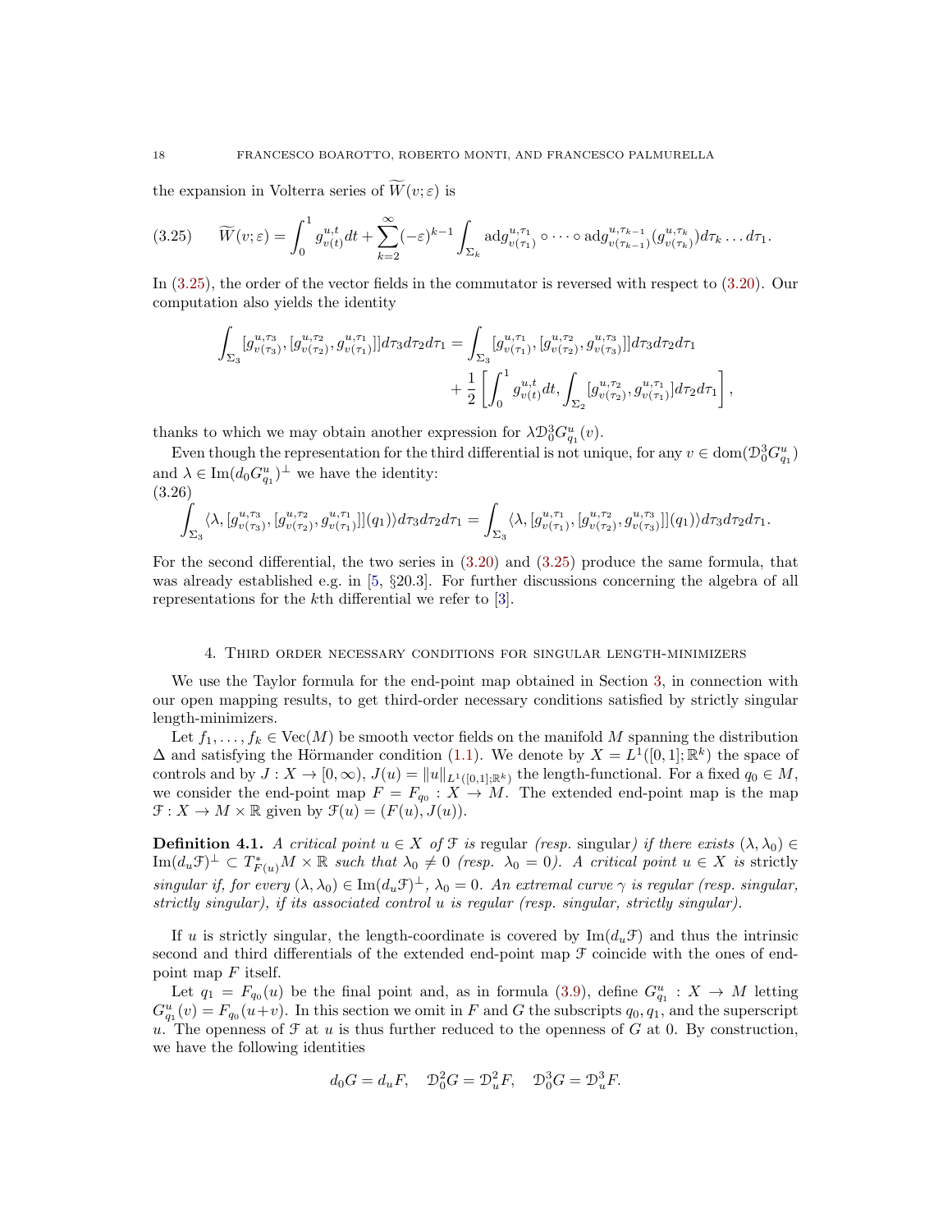the expansion in Volterra series of $\widetilde{W}(v;\varepsilon)$ is

$$
\widetilde{W}(v;\varepsilon) = \int_0^1 g^{u,t}_{v(t)}dt + \sum_{k=2}^{\infty}(-\varepsilon)^{k-1}\int_{\Sigma_k} \mathrm{ad} g^{u,\tau_1}_{v(\tau_1)} \circ \cdots \circ \mathrm{ad} g^{u,\tau_{k-1}}_{v(\tau_{k-1})}(g^{u,\tau_k}_{v(\tau_k)})d\tau_k \dots d\tau_1. \tag{3.25}
$$

In (3.25), the order of the vector fields in the commutator is reversed with respect to (3.20). Our computation also yields the identity

$$
\begin{aligned}
\int_{\Sigma_3} [g^{u,\tau_3}_{v(\tau_3)}, [g^{u,\tau_2}_{v(\tau_2)}, g^{u,\tau_1}_{v(\tau_1)}]]d\tau_3 d\tau_2 d\tau_1 &= \int_{\Sigma_3} [g^{u,\tau_1}_{v(\tau_1)}, [g^{u,\tau_2}_{v(\tau_2)}, g^{u,\tau_3}_{v(\tau_3)}]]d\tau_3 d\tau_2 d\tau_1 \\
&\quad + \frac{1}{2}\left[\int_0^1 g^{u,t}_{v(t)}dt, \int_{\Sigma_2} [g^{u,\tau_2}_{v(\tau_2)}, g^{u,\tau_1}_{v(\tau_1)}]d\tau_2 d\tau_1\right],
\end{aligned}
$$

thanks to which we may obtain another expression for $\lambda \mathcal{D}^3_0 G^u_{q_1}(v)$.

Even though the representation for the third differential is not unique, for any $v \in \mathrm{dom}(\mathcal{D}^3_0 G^u_{q_1})$ and $\lambda \in \mathrm{Im}(d_0 G^u_{q_1})^\perp$ we have the identity:

$$
\int_{\Sigma_3} \langle \lambda, [g^{u,\tau_3}_{v(\tau_3)}, [g^{u,\tau_2}_{v(\tau_2)}, g^{u,\tau_1}_{v(\tau_1)}]](q_1)\rangle d\tau_3 d\tau_2 d\tau_1 = \int_{\Sigma_3} \langle \lambda, [g^{u,\tau_1}_{v(\tau_1)}, [g^{u,\tau_2}_{v(\tau_2)}, g^{u,\tau_3}_{v(\tau_3)}]](q_1)\rangle d\tau_3 d\tau_2 d\tau_1. \tag{3.26}
$$

For the second differential, the two series in (3.20) and (3.25) produce the same formula, that was already established e.g. in [5, §20.3]. For further discussions concerning the algebra of all representations for the $k$th differential we refer to [3].

## 4. Third order necessary conditions for singular length-minimizers

We use the Taylor formula for the end-point map obtained in Section 3, in connection with our open mapping results, to get third-order necessary conditions satisfied by strictly singular length-minimizers.

Let $f_1, \dots, f_k \in \mathrm{Vec}(M)$ be smooth vector fields on the manifold $M$ spanning the distribution $\Delta$ and satisfying the Hörmander condition (1.1). We denote by $X = L^1([0,1];\mathbb{R}^k)$ the space of controls and by $J : X \to [0,\infty)$, $J(u) = \|u\|_{L^1([0,1];\mathbb{R}^k)}$ the length-functional. For a fixed $q_0 \in M$, we consider the end-point map $F = F_{q_0} : X \to M$. The extended end-point map is the map $\mathcal{F} : X \to M \times \mathbb{R}$ given by $\mathcal{F}(u) = (F(u), J(u))$.

**Definition 4.1.** *A critical point $u \in X$ of $\mathcal{F}$ is* regular *(resp.* singular*) if there exists $(\lambda, \lambda_0) \in \mathrm{Im}(d_u\mathcal{F})^\perp \subset T^*_{F(u)}M \times \mathbb{R}$ such that $\lambda_0 \neq 0$ (resp. $\lambda_0 = 0$). A critical point $u \in X$ is* strictly singular *if, for every $(\lambda, \lambda_0) \in \mathrm{Im}(d_u\mathcal{F})^\perp$, $\lambda_0 = 0$. An extremal curve $\gamma$ is regular (resp. singular, strictly singular), if its associated control $u$ is regular (resp. singular, strictly singular).*

If $u$ is strictly singular, the length-coordinate is covered by $\mathrm{Im}(d_u\mathcal{F})$ and thus the intrinsic second and third differentials of the extended end-point map $\mathcal{F}$ coincide with the ones of end-point map $F$ itself.

Let $q_1 = F_{q_0}(u)$ be the final point and, as in formula (3.9), define $G^u_{q_1} : X \to M$ letting $G^u_{q_1}(v) = F_{q_0}(u+v)$. In this section we omit in $F$ and $G$ the subscripts $q_0, q_1$, and the superscript $u$. The openness of $\mathcal{F}$ at $u$ is thus further reduced to the openness of $G$ at 0. By construction, we have the following identities

$$
d_0 G = d_u F, \quad \mathcal{D}^2_0 G = \mathcal{D}^2_u F, \quad \mathcal{D}^3_0 G = \mathcal{D}^3_u F.
$$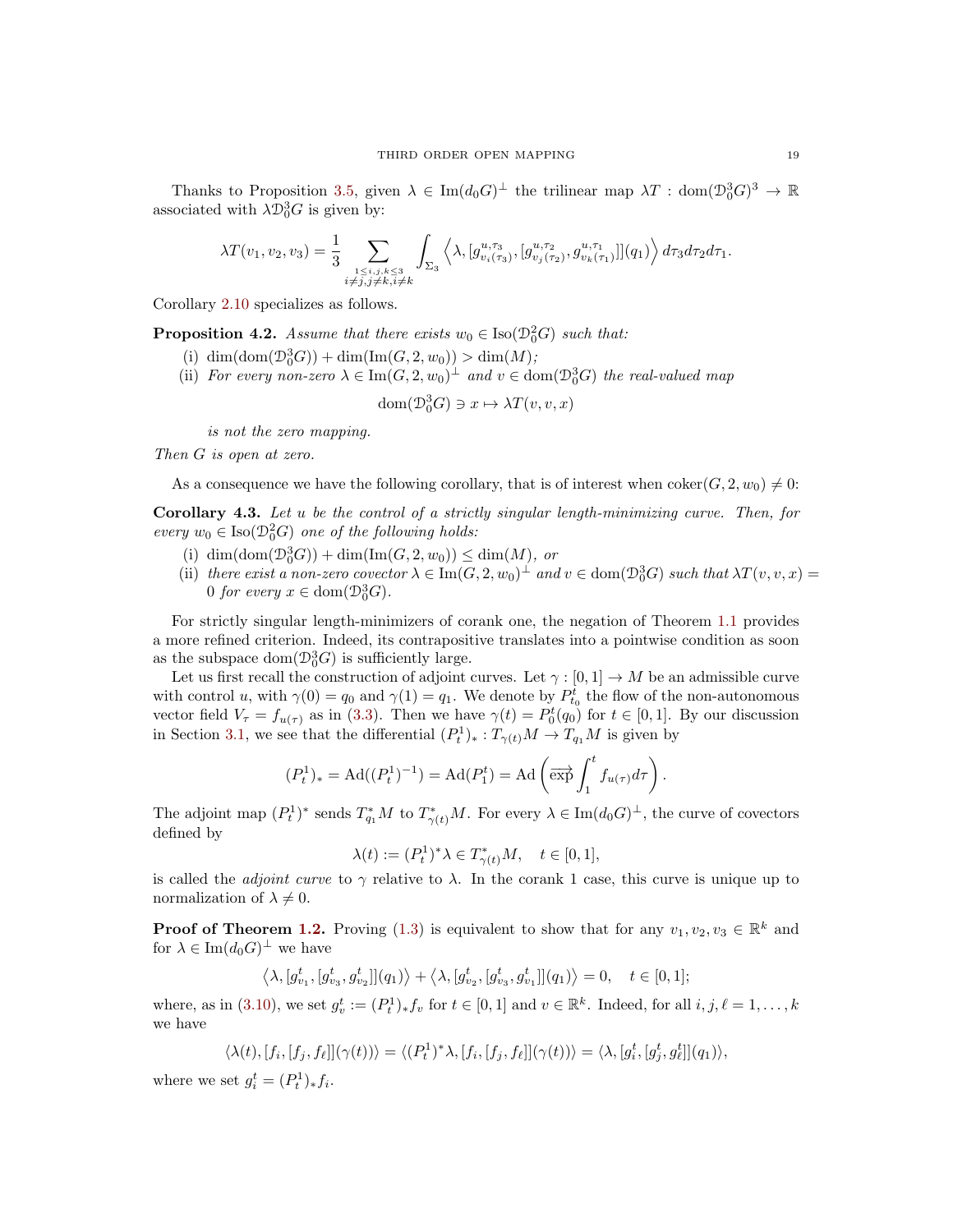Thanks to Proposition 3.5, given $\lambda \in \mathrm{Im}(d_0 G)^\perp$ the trilinear map $\lambda T : \mathrm{dom}(\mathfrak{D}_0^3 G)^3 \to \mathbb{R}$ associated with $\lambda \mathfrak{D}_0^3 G$ is given by:

$$\lambda T(v_1, v_2, v_3) = \frac{1}{3} \sum_{\substack{1 \le i,j,k \le 3 \\ i \ne j, j \ne k, i \ne k}} \int_{\Sigma_3} \left\langle \lambda, [g^{u,\tau_3}_{v_i(\tau_3)}, [g^{u,\tau_2}_{v_j(\tau_2)}, g^{u,\tau_1}_{v_k(\tau_1)}]](q_1) \right\rangle d\tau_3 d\tau_2 d\tau_1.$$

Corollary 2.10 specializes as follows.

**Proposition 4.2.** *Assume that there exists $w_0 \in \mathrm{Iso}(\mathfrak{D}_0^2 G)$ such that:*

- (i) $\dim(\mathrm{dom}(\mathfrak{D}_0^3 G)) + \dim(\mathrm{Im}(G, 2, w_0)) > \dim(M)$*;*
- (ii) *For every non-zero $\lambda \in \mathrm{Im}(G, 2, w_0)^\perp$ and $v \in \mathrm{dom}(\mathfrak{D}_0^3 G)$ the real-valued map*

$$\mathrm{dom}(\mathfrak{D}_0^3 G) \ni x \mapsto \lambda T(v, v, x)$$

*is not the zero mapping.*

*Then $G$ is open at zero.*

As a consequence we have the following corollary, that is of interest when $\mathrm{coker}(G, 2, w_0) \ne 0$:

**Corollary 4.3.** *Let $u$ be the control of a strictly singular length-minimizing curve. Then, for every $w_0 \in \mathrm{Iso}(\mathfrak{D}_0^2 G)$ one of the following holds:*

- (i) $\dim(\mathrm{dom}(\mathfrak{D}_0^3 G)) + \dim(\mathrm{Im}(G, 2, w_0)) \le \dim(M)$*, or*
- (ii) *there exist a non-zero covector $\lambda \in \mathrm{Im}(G, 2, w_0)^\perp$ and $v \in \mathrm{dom}(\mathfrak{D}_0^3 G)$ such that $\lambda T(v, v, x) = 0$ for every $x \in \mathrm{dom}(\mathfrak{D}_0^3 G)$.*

For strictly singular length-minimizers of corank one, the negation of Theorem 1.1 provides a more refined criterion. Indeed, its contrapositive translates into a pointwise condition as soon as the subspace $\mathrm{dom}(\mathfrak{D}_0^3 G)$ is sufficiently large.

Let us first recall the construction of adjoint curves. Let $\gamma : [0,1] \to M$ be an admissible curve with control $u$, with $\gamma(0) = q_0$ and $\gamma(1) = q_1$. We denote by $P^t_{t_0}$ the flow of the non-autonomous vector field $V_\tau = f_{u(\tau)}$ as in (3.3). Then we have $\gamma(t) = P^t_0(q_0)$ for $t \in [0,1]$. By our discussion in Section 3.1, we see that the differential $(P^1_t)_* : T_{\gamma(t)} M \to T_{q_1} M$ is given by

$$(P^1_t)_* = \mathrm{Ad}((P^1_t)^{-1}) = \mathrm{Ad}(P^t_1) = \mathrm{Ad}\left( \overrightarrow{\exp} \int_1^t f_{u(\tau)} d\tau \right).$$

The adjoint map $(P^1_t)^*$ sends $T^*_{q_1} M$ to $T^*_{\gamma(t)} M$. For every $\lambda \in \mathrm{Im}(d_0 G)^\perp$, the curve of covectors defined by

$$\lambda(t) := (P^1_t)^* \lambda \in T^*_{\gamma(t)} M, \quad t \in [0,1],$$

is called the *adjoint curve* to $\gamma$ relative to $\lambda$. In the corank 1 case, this curve is unique up to normalization of $\lambda \ne 0$.

**Proof of Theorem 1.2.** Proving (1.3) is equivalent to show that for any $v_1, v_2, v_3 \in \mathbb{R}^k$ and for $\lambda \in \mathrm{Im}(d_0 G)^\perp$ we have

$$\left\langle \lambda, [g^t_{v_1}, [g^t_{v_3}, g^t_{v_2}]](q_1) \right\rangle + \left\langle \lambda, [g^t_{v_2}, [g^t_{v_3}, g^t_{v_1}]](q_1) \right\rangle = 0, \quad t \in [0,1];$$

where, as in (3.10), we set $g^t_v := (P^1_t)_* f_v$ for $t \in [0,1]$ and $v \in \mathbb{R}^k$. Indeed, for all $i, j, \ell = 1, \dots, k$ we have

$$\langle \lambda(t), [f_i, [f_j, f_\ell]](\gamma(t)) \rangle = \langle (P^1_t)^* \lambda, [f_i, [f_j, f_\ell]](\gamma(t)) \rangle = \langle \lambda, [g^t_i, [g^t_j, g^t_\ell]](q_1) \rangle,$$

where we set $g^t_i = (P^1_t)_* f_i$.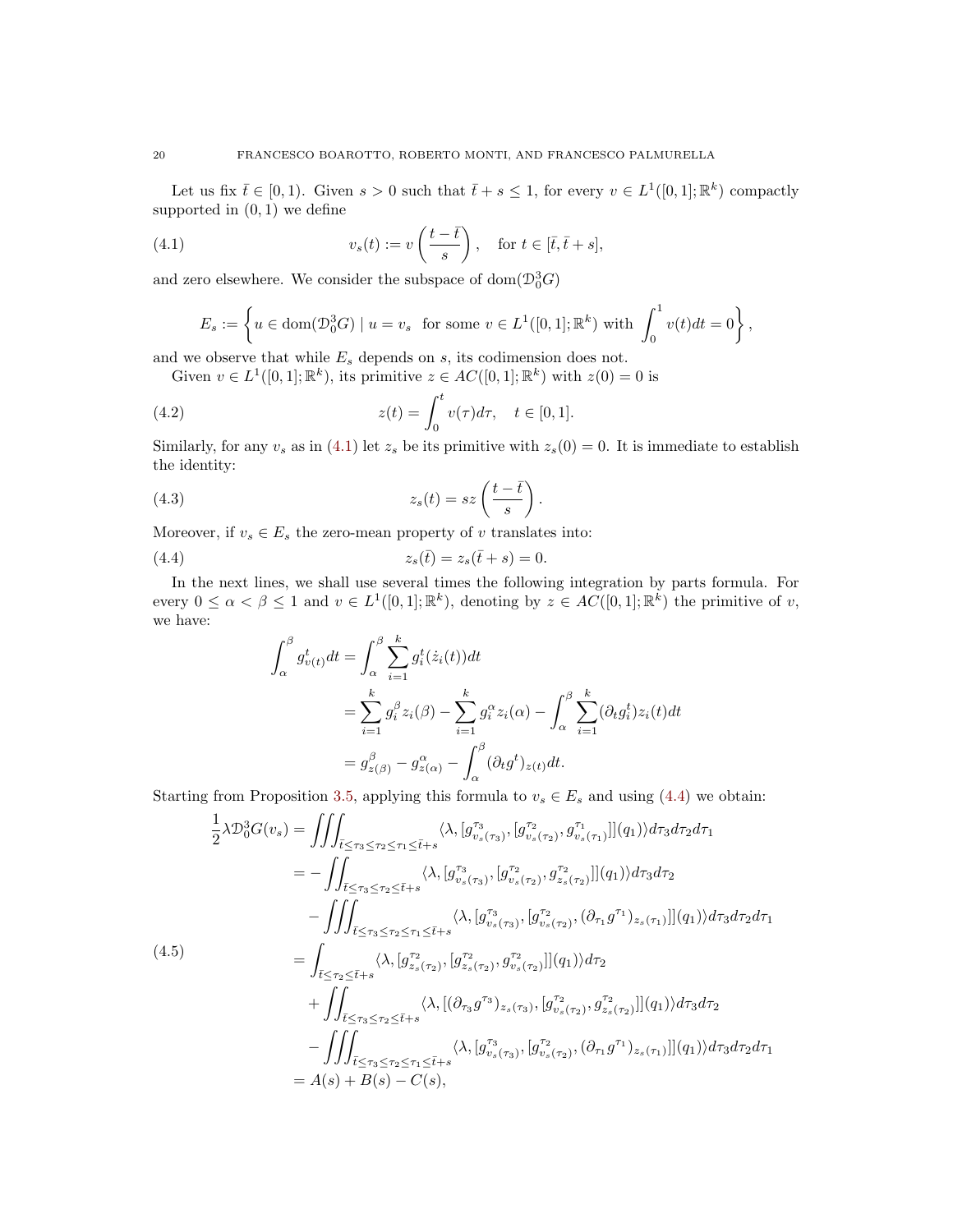Let us fix $\bar{t} \in [0, 1)$. Given $s > 0$ such that $\bar{t} + s \leq 1$, for every $v \in L^1([0, 1]; \mathbb{R}^k)$ compactly supported in $(0, 1)$ we define

$$v_s(t) := v\left(\frac{t - \bar{t}}{s}\right), \quad \text{for } t \in [\bar{t}, \bar{t} + s], \tag{4.1}$$

and zero elsewhere. We consider the subspace of $\mathrm{dom}(\mathcal{D}_0^3 G)$

$$E_s := \left\{ u \in \mathrm{dom}(\mathcal{D}_0^3 G) \mid u = v_s \text{ for some } v \in L^1([0, 1]; \mathbb{R}^k) \text{ with } \int_0^1 v(t)dt = 0 \right\},$$

and we observe that while $E_s$ depends on $s$, its codimension does not.

Given $v \in L^1([0, 1]; \mathbb{R}^k)$, its primitive $z \in AC([0, 1]; \mathbb{R}^k)$ with $z(0) = 0$ is

$$z(t) = \int_0^t v(\tau)d\tau, \quad t \in [0, 1]. \tag{4.2}$$

Similarly, for any $v_s$ as in (4.1) let $z_s$ be its primitive with $z_s(0) = 0$. It is immediate to establish the identity:

$$z_s(t) = sz\left(\frac{t - \bar{t}}{s}\right). \tag{4.3}$$

Moreover, if $v_s \in E_s$ the zero-mean property of $v$ translates into:

$$z_s(\bar{t}) = z_s(\bar{t} + s) = 0. \tag{4.4}$$

In the next lines, we shall use several times the following integration by parts formula. For every $0 \leq \alpha < \beta \leq 1$ and $v \in L^1([0, 1]; \mathbb{R}^k)$, denoting by $z \in AC([0, 1]; \mathbb{R}^k)$ the primitive of $v$, we have:

$$\begin{aligned}
\int_\alpha^\beta g^t_{v(t)} dt &= \int_\alpha^\beta \sum_{i=1}^k g_i^t(\dot{z}_i(t))dt \\
&= \sum_{i=1}^k g_i^\beta z_i(\beta) - \sum_{i=1}^k g_i^\alpha z_i(\alpha) - \int_\alpha^\beta \sum_{i=1}^k (\partial_t g_i^t) z_i(t)dt \\
&= g^\beta_{z(\beta)} - g^\alpha_{z(\alpha)} - \int_\alpha^\beta (\partial_t g^t)_{z(t)} dt.
\end{aligned}$$

Starting from Proposition 3.5, applying this formula to $v_s \in E_s$ and using (4.4) we obtain:

$$\begin{aligned}
\frac{1}{2}\lambda \mathcal{D}_0^3 G(v_s) &= \iiint_{\bar{t} \leq \tau_3 \leq \tau_2 \leq \tau_1 \leq \bar{t}+s} \langle \lambda, [g^{\tau_3}_{v_s(\tau_3)}, [g^{\tau_2}_{v_s(\tau_2)}, g^{\tau_1}_{v_s(\tau_1)}]](q_1) \rangle d\tau_3 d\tau_2 d\tau_1 \\
&= -\iint_{\bar{t} \leq \tau_3 \leq \tau_2 \leq \bar{t}+s} \langle \lambda, [g^{\tau_3}_{v_s(\tau_3)}, [g^{\tau_2}_{v_s(\tau_2)}, g^{\tau_2}_{z_s(\tau_2)}]](q_1) \rangle d\tau_3 d\tau_2 \\
&\quad - \iiint_{\bar{t} \leq \tau_3 \leq \tau_2 \leq \tau_1 \leq \bar{t}+s} \langle \lambda, [g^{\tau_3}_{v_s(\tau_3)}, [g^{\tau_2}_{v_s(\tau_2)}, (\partial_{\tau_1} g^{\tau_1})_{z_s(\tau_1)}]](q_1) \rangle d\tau_3 d\tau_2 d\tau_1 \\
&= \int_{\bar{t} \leq \tau_2 \leq \bar{t}+s} \langle \lambda, [g^{\tau_2}_{z_s(\tau_2)}, [g^{\tau_2}_{z_s(\tau_2)}, g^{\tau_2}_{v_s(\tau_2)}]](q_1) \rangle d\tau_2 \\
&\quad + \iint_{\bar{t} \leq \tau_3 \leq \tau_2 \leq \bar{t}+s} \langle \lambda, [(\partial_{\tau_3} g^{\tau_3})_{z_s(\tau_3)}, [g^{\tau_2}_{v_s(\tau_2)}, g^{\tau_2}_{z_s(\tau_2)}]](q_1) \rangle d\tau_3 d\tau_2 \\
&\quad - \iiint_{\bar{t} \leq \tau_3 \leq \tau_2 \leq \tau_1 \leq \bar{t}+s} \langle \lambda, [g^{\tau_3}_{v_s(\tau_3)}, [g^{\tau_2}_{v_s(\tau_2)}, (\partial_{\tau_1} g^{\tau_1})_{z_s(\tau_1)}]](q_1) \rangle d\tau_3 d\tau_2 d\tau_1 \\
&= A(s) + B(s) - C(s),
\end{aligned} \tag{4.5}$$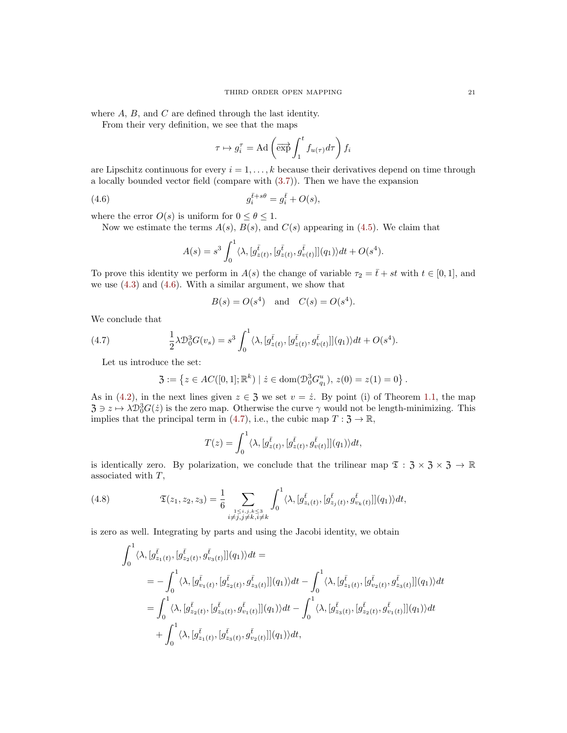where $A$, $B$, and $C$ are defined through the last identity.

From their very definition, we see that the maps

$$\tau \mapsto g_i^\tau = \mathrm{Ad}\left(\overrightarrow{\exp}\int_1^t f_{u(\tau)} d\tau\right) f_i$$

are Lipschitz continuous for every $i = 1, \ldots, k$ because their derivatives depend on time through a locally bounded vector field (compare with (3.7)). Then we have the expansion

$$g_i^{\bar{t}+s\theta} = g_i^{\bar{t}} + O(s), \tag{4.6}$$

where the error $O(s)$ is uniform for $0 \leq \theta \leq 1$.

Now we estimate the terms $A(s)$, $B(s)$, and $C(s)$ appearing in (4.5). We claim that

$$A(s) = s^3 \int_0^1 \langle \lambda, [g^{\bar{t}}_{z(t)}, [g^{\bar{t}}_{z(t)}, g^{\bar{t}}_{v(t)}]](q_1)\rangle dt + O(s^4).$$

To prove this identity we perform in $A(s)$ the change of variable $\tau_2 = \bar{t} + st$ with $t \in [0,1]$, and we use (4.3) and (4.6). With a similar argument, we show that

$$B(s) = O(s^4) \quad \text{and} \quad C(s) = O(s^4).$$

We conclude that

$$\frac{1}{2}\lambda \mathcal{D}_0^3 G(v_s) = s^3 \int_0^1 \langle \lambda, [g^{\bar{t}}_{z(t)}, [g^{\bar{t}}_{z(t)}, g^{\bar{t}}_{v(t)}]](q_1)\rangle dt + O(s^4). \tag{4.7}$$

Let us introduce the set:

$$\mathfrak{Z} := \left\{ z \in AC([0,1];\mathbb{R}^k) \mid \dot{z} \in \mathrm{dom}(\mathcal{D}_0^3 G^u_{q_1}),\ z(0) = z(1) = 0 \right\}.$$

As in (4.2), in the next lines given $z \in \mathfrak{Z}$ we set $v = \dot{z}$. By point (i) of Theorem 1.1, the map $\mathfrak{Z} \ni z \mapsto \lambda \mathcal{D}_0^3 G(\dot{z})$ is the zero map. Otherwise the curve $\gamma$ would not be length-minimizing. This implies that the principal term in (4.7), i.e., the cubic map $T : \mathfrak{Z} \to \mathbb{R}$,

$$T(z) = \int_0^1 \langle \lambda, [g^{\bar{t}}_{z(t)}, [g^{\bar{t}}_{z(t)}, g^{\bar{t}}_{v(t)}]](q_1)\rangle dt,$$

is identically zero. By polarization, we conclude that the trilinear map $\mathfrak{T} : \mathfrak{Z} \times \mathfrak{Z} \times \mathfrak{Z} \to \mathbb{R}$ associated with $T$,

$$\mathfrak{T}(z_1, z_2, z_3) = \frac{1}{6} \sum_{\substack{1 \leq i,j,k \leq 3 \\ i \neq j, j \neq k, i \neq k}} \int_0^1 \langle \lambda, [g^{\bar{t}}_{z_i(t)}, [g^{\bar{t}}_{z_j(t)}, g^{\bar{t}}_{v_k(t)}]](q_1)\rangle dt, \tag{4.8}$$

is zero as well. Integrating by parts and using the Jacobi identity, we obtain

$$\begin{aligned}
&\int_0^1 \langle \lambda, [g^{\bar{t}}_{z_1(t)}, [g^{\bar{t}}_{z_2(t)}, g^{\bar{t}}_{v_3(t)}]](q_1)\rangle dt = \\
&\quad = -\int_0^1 \langle \lambda, [g^{\bar{t}}_{v_1(t)}, [g^{\bar{t}}_{z_2(t)}, g^{\bar{t}}_{z_3(t)}]](q_1)\rangle dt - \int_0^1 \langle \lambda, [g^{\bar{t}}_{z_1(t)}, [g^{\bar{t}}_{v_2(t)}, g^{\bar{t}}_{z_3(t)}]](q_1)\rangle dt \\
&\quad = \int_0^1 \langle \lambda, [g^{\bar{t}}_{z_2(t)}, [g^{\bar{t}}_{z_3(t)}, g^{\bar{t}}_{v_1(t)}]](q_1)\rangle dt - \int_0^1 \langle \lambda, [g^{\bar{t}}_{z_3(t)}, [g^{\bar{t}}_{z_2(t)}, g^{\bar{t}}_{v_1(t)}]](q_1)\rangle dt \\
&\quad\quad + \int_0^1 \langle \lambda, [g^{\bar{t}}_{z_1(t)}, [g^{\bar{t}}_{z_3(t)}, g^{\bar{t}}_{v_2(t)}]](q_1)\rangle dt,
\end{aligned}$$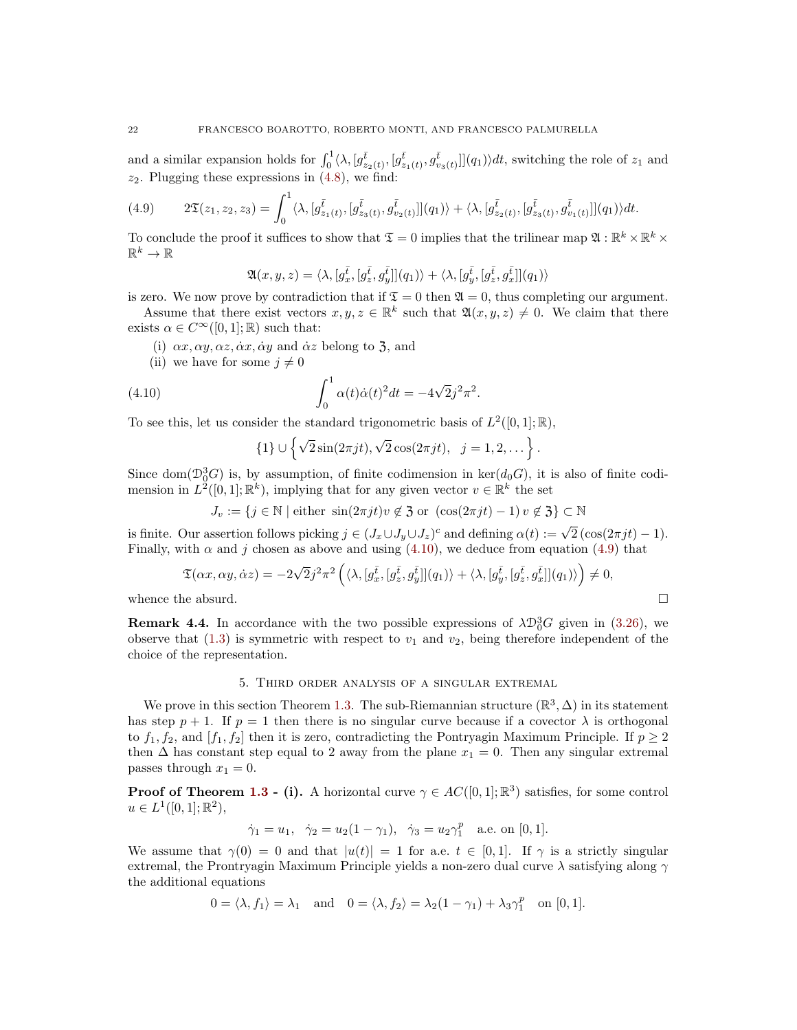and a similar expansion holds for $\int_0^1 \langle \lambda, [g^{\bar{t}}_{z_2(t)}, [g^{\bar{t}}_{z_1(t)}, g^{\bar{t}}_{v_3(t)}]](q_1)\rangle dt$, switching the role of $z_1$ and $z_2$. Plugging these expressions in (4.8), we find:

$$2\mathfrak{T}(z_1, z_2, z_3) = \int_0^1 \langle \lambda, [g^{\bar{t}}_{z_1(t)}, [g^{\bar{t}}_{z_3(t)}, g^{\bar{t}}_{v_2(t)}]](q_1)\rangle + \langle \lambda, [g^{\bar{t}}_{z_2(t)}, [g^{\bar{t}}_{z_3(t)}, g^{\bar{t}}_{v_1(t)}]](q_1)\rangle dt. \tag{4.9}$$

To conclude the proof it suffices to show that $\mathfrak{T} = 0$ implies that the trilinear map $\mathfrak{A} : \mathbb{R}^k \times \mathbb{R}^k \times \mathbb{R}^k \to \mathbb{R}$

$$\mathfrak{A}(x, y, z) = \langle \lambda, [g^{\bar{t}}_x, [g^{\bar{t}}_z, g^{\bar{t}}_y]](q_1)\rangle + \langle \lambda, [g^{\bar{t}}_y, [g^{\bar{t}}_z, g^{\bar{t}}_x]](q_1)\rangle$$

is zero. We now prove by contradiction that if $\mathfrak{T} = 0$ then $\mathfrak{A} = 0$, thus completing our argument.

Assume that there exist vectors $x, y, z \in \mathbb{R}^k$ such that $\mathfrak{A}(x, y, z) \neq 0$. We claim that there exists $\alpha \in C^\infty([0, 1]; \mathbb{R})$ such that:

- (i) $\alpha x, \alpha y, \alpha z, \dot{\alpha} x, \dot{\alpha} y$ and $\dot{\alpha} z$ belong to $\mathfrak{Z}$, and
- (ii) we have for some $j \neq 0$

$$\int_0^1 \alpha(t)\dot{\alpha}(t)^2 dt = -4\sqrt{2} j^2 \pi^2. \tag{4.10}$$

To see this, let us consider the standard trigonometric basis of $L^2([0, 1]; \mathbb{R})$,

$$\{1\} \cup \left\{ \sqrt{2}\sin(2\pi j t), \sqrt{2}\cos(2\pi j t), \quad j = 1, 2, \dots \right\}.$$

Since $\mathrm{dom}(\mathfrak{D}^3_0 G)$ is, by assumption, of finite codimension in $\ker(d_0 G)$, it is also of finite codimension in $L^2([0, 1]; \mathbb{R}^k)$, implying that for any given vector $v \in \mathbb{R}^k$ the set

$$J_v := \{ j \in \mathbb{N} \mid \text{either } \sin(2\pi j t) v \notin \mathfrak{Z} \text{ or } (\cos(2\pi j t) - 1)\, v \notin \mathfrak{Z} \} \subset \mathbb{N}$$

is finite. Our assertion follows picking $j \in (J_x \cup J_y \cup J_z)^c$ and defining $\alpha(t) := \sqrt{2}\,(\cos(2\pi j t) - 1)$. Finally, with $\alpha$ and $j$ chosen as above and using (4.10), we deduce from equation (4.9) that

$$\mathfrak{T}(\alpha x, \alpha y, \dot{\alpha} z) = -2\sqrt{2} j^2 \pi^2 \left( \langle \lambda, [g^{\bar{t}}_x, [g^{\bar{t}}_z, g^{\bar{t}}_y]](q_1)\rangle + \langle \lambda, [g^{\bar{t}}_y, [g^{\bar{t}}_z, g^{\bar{t}}_x]](q_1)\rangle \right) \neq 0,$$

whence the absurd. □

**Remark 4.4.** In accordance with the two possible expressions of $\lambda \mathfrak{D}^3_0 G$ given in (3.26), we observe that (1.3) is symmetric with respect to $v_1$ and $v_2$, being therefore independent of the choice of the representation.

## 5. Third order analysis of a singular extremal

We prove in this section Theorem 1.3. The sub-Riemannian structure $(\mathbb{R}^3, \Delta)$ in its statement has step $p + 1$. If $p = 1$ then there is no singular curve because if a covector $\lambda$ is orthogonal to $f_1, f_2$, and $[f_1, f_2]$ then it is zero, contradicting the Pontryagin Maximum Principle. If $p \geq 2$ then $\Delta$ has constant step equal to 2 away from the plane $x_1 = 0$. Then any singular extremal passes through $x_1 = 0$.

**Proof of Theorem 1.3 - (i).** A horizontal curve $\gamma \in AC([0, 1]; \mathbb{R}^3)$ satisfies, for some control $u \in L^1([0, 1]; \mathbb{R}^2)$,

$$\dot{\gamma}_1 = u_1, \quad \dot{\gamma}_2 = u_2(1 - \gamma_1), \quad \dot{\gamma}_3 = u_2 \gamma_1^p \quad \text{a.e. on } [0, 1].$$

We assume that $\gamma(0) = 0$ and that $|u(t)| = 1$ for a.e. $t \in [0, 1]$. If $\gamma$ is a strictly singular extremal, the Prontryagin Maximum Principle yields a non-zero dual curve $\lambda$ satisfying along $\gamma$ the additional equations

$$0 = \langle \lambda, f_1 \rangle = \lambda_1 \quad \text{and} \quad 0 = \langle \lambda, f_2 \rangle = \lambda_2(1 - \gamma_1) + \lambda_3 \gamma_1^p \quad \text{on } [0, 1].$$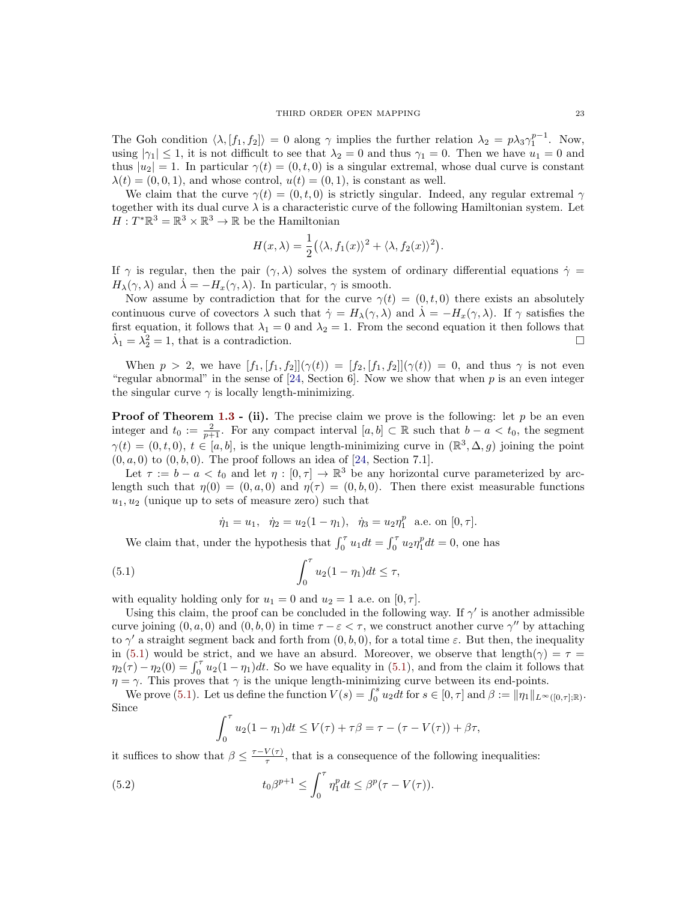The Goh condition $\langle \lambda, [f_1, f_2] \rangle = 0$ along $\gamma$ implies the further relation $\lambda_2 = p\lambda_3 \gamma_1^{p-1}$. Now, using $|\gamma_1| \le 1$, it is not difficult to see that $\lambda_2 = 0$ and thus $\gamma_1 = 0$. Then we have $u_1 = 0$ and thus $|u_2| = 1$. In particular $\gamma(t) = (0, t, 0)$ is a singular extremal, whose dual curve is constant $\lambda(t) = (0, 0, 1)$, and whose control, $u(t) = (0, 1)$, is constant as well.

We claim that the curve $\gamma(t) = (0, t, 0)$ is strictly singular. Indeed, any regular extremal $\gamma$ together with its dual curve $\lambda$ is a characteristic curve of the following Hamiltonian system. Let $H : T^*\mathbb{R}^3 = \mathbb{R}^3 \times \mathbb{R}^3 \to \mathbb{R}$ be the Hamiltonian

$$H(x, \lambda) = \frac{1}{2}\big(\langle \lambda, f_1(x) \rangle^2 + \langle \lambda, f_2(x) \rangle^2\big).$$

If $\gamma$ is regular, then the pair $(\gamma, \lambda)$ solves the system of ordinary differential equations $\dot\gamma = H_\lambda(\gamma, \lambda)$ and $\dot\lambda = -H_x(\gamma, \lambda)$. In particular, $\gamma$ is smooth.

Now assume by contradiction that for the curve $\gamma(t) = (0, t, 0)$ there exists an absolutely continuous curve of covectors $\lambda$ such that $\dot\gamma = H_\lambda(\gamma, \lambda)$ and $\dot\lambda = -H_x(\gamma, \lambda)$. If $\gamma$ satisfies the first equation, it follows that $\lambda_1 = 0$ and $\lambda_2 = 1$. From the second equation it then follows that $\dot\lambda_1 = \lambda_2^2 = 1$, that is a contradiction. $\square$

When $p > 2$, we have $[f_1, [f_1, f_2]](\gamma(t)) = [f_2, [f_1, f_2]](\gamma(t)) = 0$, and thus $\gamma$ is not even "regular abnormal" in the sense of [24, Section 6]. Now we show that when $p$ is an even integer the singular curve $\gamma$ is locally length-minimizing.

**Proof of Theorem 1.3 - (ii).** The precise claim we prove is the following: let $p$ be an even integer and $t_0 := \frac{2}{p+1}$. For any compact interval $[a, b] \subset \mathbb{R}$ such that $b - a < t_0$, the segment $\gamma(t) = (0, t, 0)$, $t \in [a, b]$, is the unique length-minimizing curve in $(\mathbb{R}^3, \Delta, g)$ joining the point $(0, a, 0)$ to $(0, b, 0)$. The proof follows an idea of [24, Section 7.1].

Let $\tau := b - a < t_0$ and let $\eta : [0, \tau] \to \mathbb{R}^3$ be any horizontal curve parameterized by arc-length such that $\eta(0) = (0, a, 0)$ and $\eta(\tau) = (0, b, 0)$. Then there exist measurable functions $u_1, u_2$ (unique up to sets of measure zero) such that

$$\dot\eta_1 = u_1, \quad \dot\eta_2 = u_2(1 - \eta_1), \quad \dot\eta_3 = u_2 \eta_1^p \ \text{ a.e. on } [0, \tau].$$

We claim that, under the hypothesis that $\int_0^\tau u_1 dt = \int_0^\tau u_2 \eta_1^p dt = 0$, one has

$$\int_0^\tau u_2(1 - \eta_1) dt \le \tau, \tag{5.1}$$

with equality holding only for $u_1 = 0$ and $u_2 = 1$ a.e. on $[0, \tau]$.

Using this claim, the proof can be concluded in the following way. If $\gamma'$ is another admissible curve joining $(0, a, 0)$ and $(0, b, 0)$ in time $\tau - \varepsilon < \tau$, we construct another curve $\gamma''$ by attaching to $\gamma'$ a straight segment back and forth from $(0, b, 0)$, for a total time $\varepsilon$. But then, the inequality in (5.1) would be strict, and we have an absurd. Moreover, we observe that length$(\gamma) = \tau = \eta_2(\tau) - \eta_2(0) = \int_0^\tau u_2(1 - \eta_1) dt$. So we have equality in (5.1), and from the claim it follows that $\eta = \gamma$. This proves that $\gamma$ is the unique length-minimizing curve between its end-points.

We prove (5.1). Let us define the function $V(s) = \int_0^s u_2 dt$ for $s \in [0, \tau]$ and $\beta := \|\eta_1\|_{L^\infty([0,\tau];\mathbb{R})}$. Since

$$\int_0^\tau u_2(1 - \eta_1) dt \le V(\tau) + \tau\beta = \tau - (\tau - V(\tau)) + \beta\tau,$$

it suffices to show that $\beta \le \frac{\tau - V(\tau)}{\tau}$, that is a consequence of the following inequalities:

$$t_0 \beta^{p+1} \le \int_0^\tau \eta_1^p dt \le \beta^p(\tau - V(\tau)). \tag{5.2}$$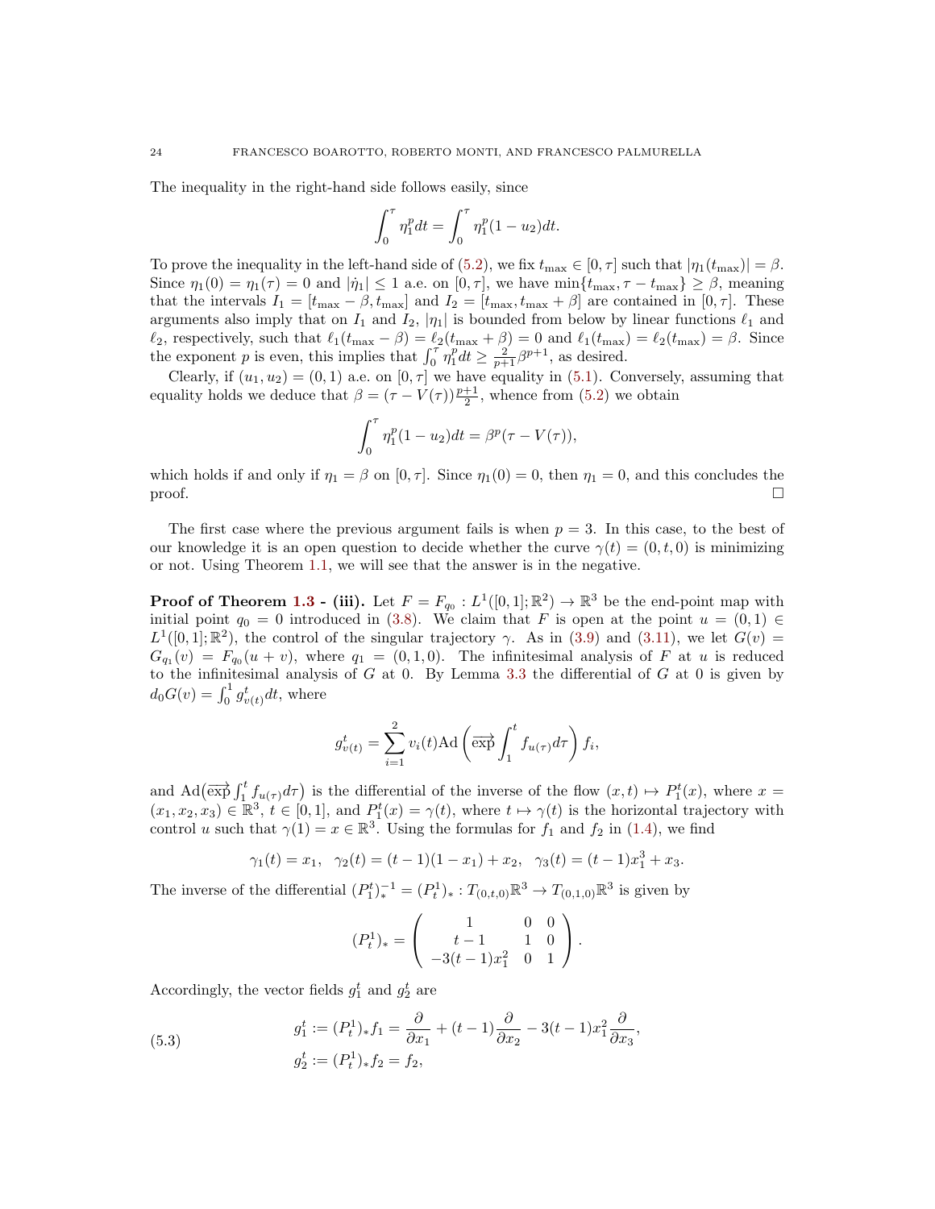The inequality in the right-hand side follows easily, since

$$\int_0^\tau \eta_1^p dt = \int_0^\tau \eta_1^p (1-u_2)dt.$$

To prove the inequality in the left-hand side of (5.2), we fix $t_{\max} \in [0,\tau]$ such that $|\eta_1(t_{\max})| = \beta$. Since $\eta_1(0) = \eta_1(\tau) = 0$ and $|\dot\eta_1| \le 1$ a.e. on $[0,\tau]$, we have $\min\{t_{\max}, \tau - t_{\max}\} \ge \beta$, meaning that the intervals $I_1 = [t_{\max} - \beta, t_{\max}]$ and $I_2 = [t_{\max}, t_{\max}+\beta]$ are contained in $[0,\tau]$. These arguments also imply that on $I_1$ and $I_2$, $|\eta_1|$ is bounded from below by linear functions $\ell_1$ and $\ell_2$, respectively, such that $\ell_1(t_{\max}-\beta) = \ell_2(t_{\max}+\beta) = 0$ and $\ell_1(t_{\max}) = \ell_2(t_{\max}) = \beta$. Since the exponent $p$ is even, this implies that $\int_0^\tau \eta_1^p dt \ge \frac{2}{p+1}\beta^{p+1}$, as desired.

Clearly, if $(u_1,u_2) = (0,1)$ a.e. on $[0,\tau]$ we have equality in (5.1). Conversely, assuming that equality holds we deduce that $\beta = (\tau - V(\tau))\frac{p+1}{2}$, whence from (5.2) we obtain

$$\int_0^\tau \eta_1^p (1-u_2)dt = \beta^p(\tau - V(\tau)),$$

which holds if and only if $\eta_1 = \beta$ on $[0,\tau]$. Since $\eta_1(0) = 0$, then $\eta_1 = 0$, and this concludes the proof. $\square$

The first case where the previous argument fails is when $p = 3$. In this case, to the best of our knowledge it is an open question to decide whether the curve $\gamma(t) = (0,t,0)$ is minimizing or not. Using Theorem 1.1, we will see that the answer is in the negative.

**Proof of Theorem 1.3 - (iii).** Let $F = F_{q_0} : L^1([0,1];\mathbb{R}^2) \to \mathbb{R}^3$ be the end-point map with initial point $q_0 = 0$ introduced in (3.8). We claim that $F$ is open at the point $u = (0,1) \in L^1([0,1];\mathbb{R}^2)$, the control of the singular trajectory $\gamma$. As in (3.9) and (3.11), we let $G(v) = G_{q_1}(v) = F_{q_0}(u+v)$, where $q_1 = (0,1,0)$. The infinitesimal analysis of $F$ at $u$ is reduced to the infinitesimal analysis of $G$ at 0. By Lemma 3.3 the differential of $G$ at 0 is given by $d_0G(v) = \int_0^1 g^t_{v(t)}dt$, where

$$g^t_{v(t)} = \sum_{i=1}^2 v_i(t)\mathrm{Ad}\left(\overrightarrow{\exp}\int_1^t f_{u(\tau)}d\tau\right) f_i,$$

and $\mathrm{Ad}\big(\overrightarrow{\exp}\int_1^t f_{u(\tau)}d\tau\big)$ is the differential of the inverse of the flow $(x,t) \mapsto P^t_1(x)$, where $x = (x_1,x_2,x_3) \in \mathbb{R}^3$, $t \in [0,1]$, and $P^t_1(x) = \gamma(t)$, where $t \mapsto \gamma(t)$ is the horizontal trajectory with control $u$ such that $\gamma(1) = x \in \mathbb{R}^3$. Using the formulas for $f_1$ and $f_2$ in (1.4), we find

$$\gamma_1(t) = x_1, \quad \gamma_2(t) = (t-1)(1-x_1) + x_2, \quad \gamma_3(t) = (t-1)x_1^3 + x_3.$$

The inverse of the differential $(P^t_1)^{-1}_* = (P^1_t)_* : T_{(0,t,0)}\mathbb{R}^3 \to T_{(0,1,0)}\mathbb{R}^3$ is given by

$$(P^1_t)_* = \begin{pmatrix} 1 & 0 & 0 \\ t-1 & 1 & 0 \\ -3(t-1)x_1^2 & 0 & 1 \end{pmatrix}.$$

Accordingly, the vector fields $g^t_1$ and $g^t_2$ are

$$\begin{aligned} g^t_1 &:= (P^1_t)_* f_1 = \frac{\partial}{\partial x_1} + (t-1)\frac{\partial}{\partial x_2} - 3(t-1)x_1^2\frac{\partial}{\partial x_3}, \\ g^t_2 &:= (P^1_t)_* f_2 = f_2, \end{aligned} \tag{5.3}$$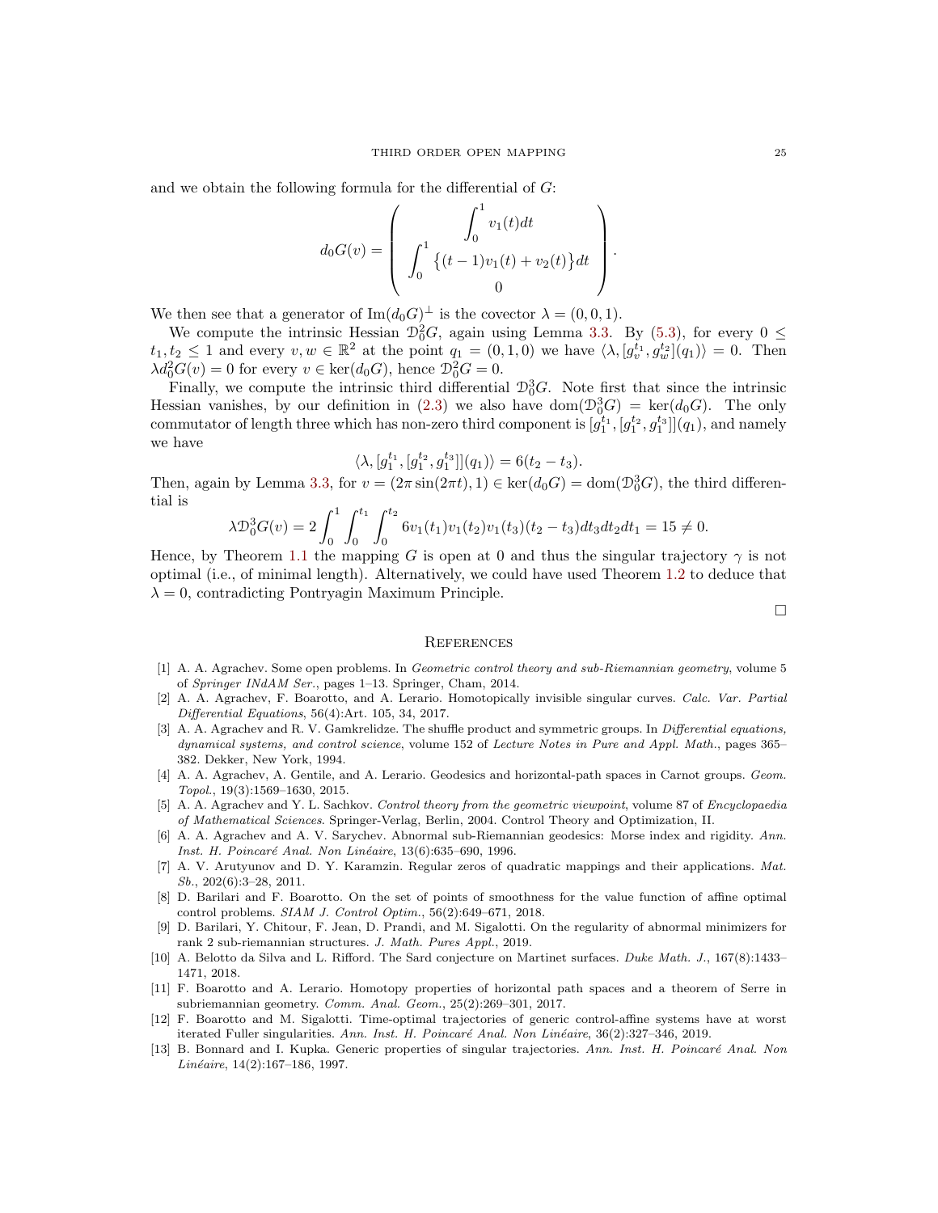and we obtain the following formula for the differential of $G$:

$$d_0G(v) = \begin{pmatrix} \displaystyle\int_0^1 v_1(t)dt \\ \displaystyle\int_0^1 \big\{(t-1)v_1(t) + v_2(t)\big\}dt \\ 0 \end{pmatrix}.$$

We then see that a generator of $\mathrm{Im}(d_0G)^\perp$ is the covector $\lambda = (0, 0, 1)$.

We compute the intrinsic Hessian $\mathcal{D}_0^2G$, again using Lemma 3.3. By (5.3), for every $0 \leq t_1, t_2 \leq 1$ and every $v, w \in \mathbb{R}^2$ at the point $q_1 = (0, 1, 0)$ we have $\langle \lambda, [g_v^{t_1}, g_w^{t_2}](q_1)\rangle = 0$. Then $\lambda d_0^2G(v) = 0$ for every $v \in \ker(d_0G)$, hence $\mathcal{D}_0^2G = 0$.

Finally, we compute the intrinsic third differential $\mathcal{D}_0^3G$. Note first that since the intrinsic Hessian vanishes, by our definition in (2.3) we also have $\mathrm{dom}(\mathcal{D}_0^3G) = \ker(d_0G)$. The only commutator of length three which has non-zero third component is $[g_1^{t_1}, [g_1^{t_2}, g_1^{t_3}]](q_1)$, and namely we have

$$\langle \lambda, [g_1^{t_1}, [g_1^{t_2}, g_1^{t_3}]](q_1)\rangle = 6(t_2 - t_3).$$

Then, again by Lemma 3.3, for $v = (2\pi \sin(2\pi t), 1) \in \ker(d_0G) = \mathrm{dom}(\mathcal{D}_0^3G)$, the third differential is

$$\lambda \mathcal{D}_0^3G(v) = 2\int_0^1 \int_0^{t_1} \int_0^{t_2} 6v_1(t_1)v_1(t_2)v_1(t_3)(t_2 - t_3)dt_3dt_2dt_1 = 15 \neq 0.$$

Hence, by Theorem 1.1 the mapping $G$ is open at 0 and thus the singular trajectory $\gamma$ is not optimal (i.e., of minimal length). Alternatively, we could have used Theorem 1.2 to deduce that $\lambda = 0$, contradicting Pontryagin Maximum Principle.

□

## References

[1] A. A. Agrachev. Some open problems. In *Geometric control theory and sub-Riemannian geometry*, volume 5 of *Springer INdAM Ser.*, pages 1–13. Springer, Cham, 2014.

[2] A. A. Agrachev, F. Boarotto, and A. Lerario. Homotopically invisible singular curves. *Calc. Var. Partial Differential Equations*, 56(4):Art. 105, 34, 2017.

[3] A. A. Agrachev and R. V. Gamkrelidze. The shuffle product and symmetric groups. In *Differential equations, dynamical systems, and control science*, volume 152 of *Lecture Notes in Pure and Appl. Math.*, pages 365–382. Dekker, New York, 1994.

[4] A. A. Agrachev, A. Gentile, and A. Lerario. Geodesics and horizontal-path spaces in Carnot groups. *Geom. Topol.*, 19(3):1569–1630, 2015.

[5] A. A. Agrachev and Y. L. Sachkov. *Control theory from the geometric viewpoint*, volume 87 of *Encyclopaedia of Mathematical Sciences*. Springer-Verlag, Berlin, 2004. Control Theory and Optimization, II.

[6] A. A. Agrachev and A. V. Sarychev. Abnormal sub-Riemannian geodesics: Morse index and rigidity. *Ann. Inst. H. Poincaré Anal. Non Linéaire*, 13(6):635–690, 1996.

[7] A. V. Arutyunov and D. Y. Karamzin. Regular zeros of quadratic mappings and their applications. *Mat. Sb.*, 202(6):3–28, 2011.

[8] D. Barilari and F. Boarotto. On the set of points of smoothness for the value function of affine optimal control problems. *SIAM J. Control Optim.*, 56(2):649–671, 2018.

[9] D. Barilari, Y. Chitour, F. Jean, D. Prandi, and M. Sigalotti. On the regularity of abnormal minimizers for rank 2 sub-riemannian structures. *J. Math. Pures Appl.*, 2019.

[10] A. Belotto da Silva and L. Rifford. The Sard conjecture on Martinet surfaces. *Duke Math. J.*, 167(8):1433–1471, 2018.

[11] F. Boarotto and A. Lerario. Homotopy properties of horizontal path spaces and a theorem of Serre in subriemannian geometry. *Comm. Anal. Geom.*, 25(2):269–301, 2017.

[12] F. Boarotto and M. Sigalotti. Time-optimal trajectories of generic control-affine systems have at worst iterated Fuller singularities. *Ann. Inst. H. Poincaré Anal. Non Linéaire*, 36(2):327–346, 2019.

[13] B. Bonnard and I. Kupka. Generic properties of singular trajectories. *Ann. Inst. H. Poincaré Anal. Non Linéaire*, 14(2):167–186, 1997.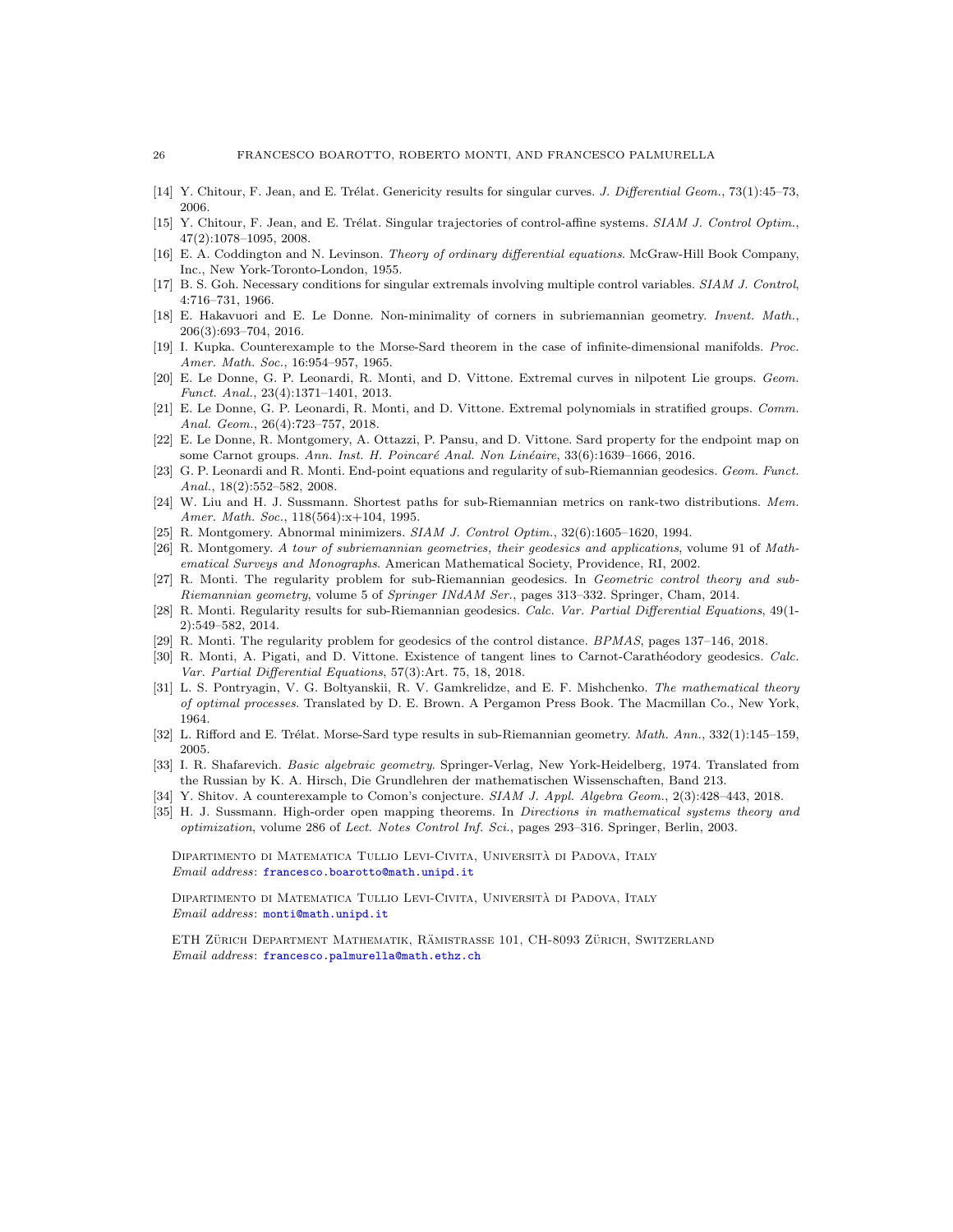[14] Y. Chitour, F. Jean, and E. Trélat. Genericity results for singular curves. *J. Differential Geom.*, 73(1):45–73, 2006.

[15] Y. Chitour, F. Jean, and E. Trélat. Singular trajectories of control-affine systems. *SIAM J. Control Optim.*, 47(2):1078–1095, 2008.

[16] E. A. Coddington and N. Levinson. *Theory of ordinary differential equations*. McGraw-Hill Book Company, Inc., New York-Toronto-London, 1955.

[17] B. S. Goh. Necessary conditions for singular extremals involving multiple control variables. *SIAM J. Control*, 4:716–731, 1966.

[18] E. Hakavuori and E. Le Donne. Non-minimality of corners in subriemannian geometry. *Invent. Math.*, 206(3):693–704, 2016.

[19] I. Kupka. Counterexample to the Morse-Sard theorem in the case of infinite-dimensional manifolds. *Proc. Amer. Math. Soc.*, 16:954–957, 1965.

[20] E. Le Donne, G. P. Leonardi, R. Monti, and D. Vittone. Extremal curves in nilpotent Lie groups. *Geom. Funct. Anal.*, 23(4):1371–1401, 2013.

[21] E. Le Donne, G. P. Leonardi, R. Monti, and D. Vittone. Extremal polynomials in stratified groups. *Comm. Anal. Geom.*, 26(4):723–757, 2018.

[22] E. Le Donne, R. Montgomery, A. Ottazzi, P. Pansu, and D. Vittone. Sard property for the endpoint map on some Carnot groups. *Ann. Inst. H. Poincaré Anal. Non Linéaire*, 33(6):1639–1666, 2016.

[23] G. P. Leonardi and R. Monti. End-point equations and regularity of sub-Riemannian geodesics. *Geom. Funct. Anal.*, 18(2):552–582, 2008.

[24] W. Liu and H. J. Sussmann. Shortest paths for sub-Riemannian metrics on rank-two distributions. *Mem. Amer. Math. Soc.*, 118(564):x+104, 1995.

[25] R. Montgomery. Abnormal minimizers. *SIAM J. Control Optim.*, 32(6):1605–1620, 1994.

[26] R. Montgomery. *A tour of subriemannian geometries, their geodesics and applications*, volume 91 of *Mathematical Surveys and Monographs*. American Mathematical Society, Providence, RI, 2002.

[27] R. Monti. The regularity problem for sub-Riemannian geodesics. In *Geometric control theory and sub-Riemannian geometry*, volume 5 of *Springer INdAM Ser.*, pages 313–332. Springer, Cham, 2014.

[28] R. Monti. Regularity results for sub-Riemannian geodesics. *Calc. Var. Partial Differential Equations*, 49(1-2):549–582, 2014.

[29] R. Monti. The regularity problem for geodesics of the control distance. *BPMAS*, pages 137–146, 2018.

[30] R. Monti, A. Pigati, and D. Vittone. Existence of tangent lines to Carnot-Carathéodory geodesics. *Calc. Var. Partial Differential Equations*, 57(3):Art. 75, 18, 2018.

[31] L. S. Pontryagin, V. G. Boltyanskii, R. V. Gamkrelidze, and E. F. Mishchenko. *The mathematical theory of optimal processes*. Translated by D. E. Brown. A Pergamon Press Book. The Macmillan Co., New York, 1964.

[32] L. Rifford and E. Trélat. Morse-Sard type results in sub-Riemannian geometry. *Math. Ann.*, 332(1):145–159, 2005.

[33] I. R. Shafarevich. *Basic algebraic geometry*. Springer-Verlag, New York-Heidelberg, 1974. Translated from the Russian by K. A. Hirsch, Die Grundlehren der mathematischen Wissenschaften, Band 213.

[34] Y. Shitov. A counterexample to Comon's conjecture. *SIAM J. Appl. Algebra Geom.*, 2(3):428–443, 2018.

[35] H. J. Sussmann. High-order open mapping theorems. In *Directions in mathematical systems theory and optimization*, volume 286 of *Lect. Notes Control Inf. Sci.*, pages 293–316. Springer, Berlin, 2003.

Dipartimento di Matematica Tullio Levi-Civita, Università di Padova, Italy
*Email address*: francesco.boarotto@math.unipd.it

Dipartimento di Matematica Tullio Levi-Civita, Università di Padova, Italy
*Email address*: monti@math.unipd.it

ETH Zürich Department Mathematik, Rämistrasse 101, CH-8093 Zürich, Switzerland
*Email address*: francesco.palmurella@math.ethz.ch